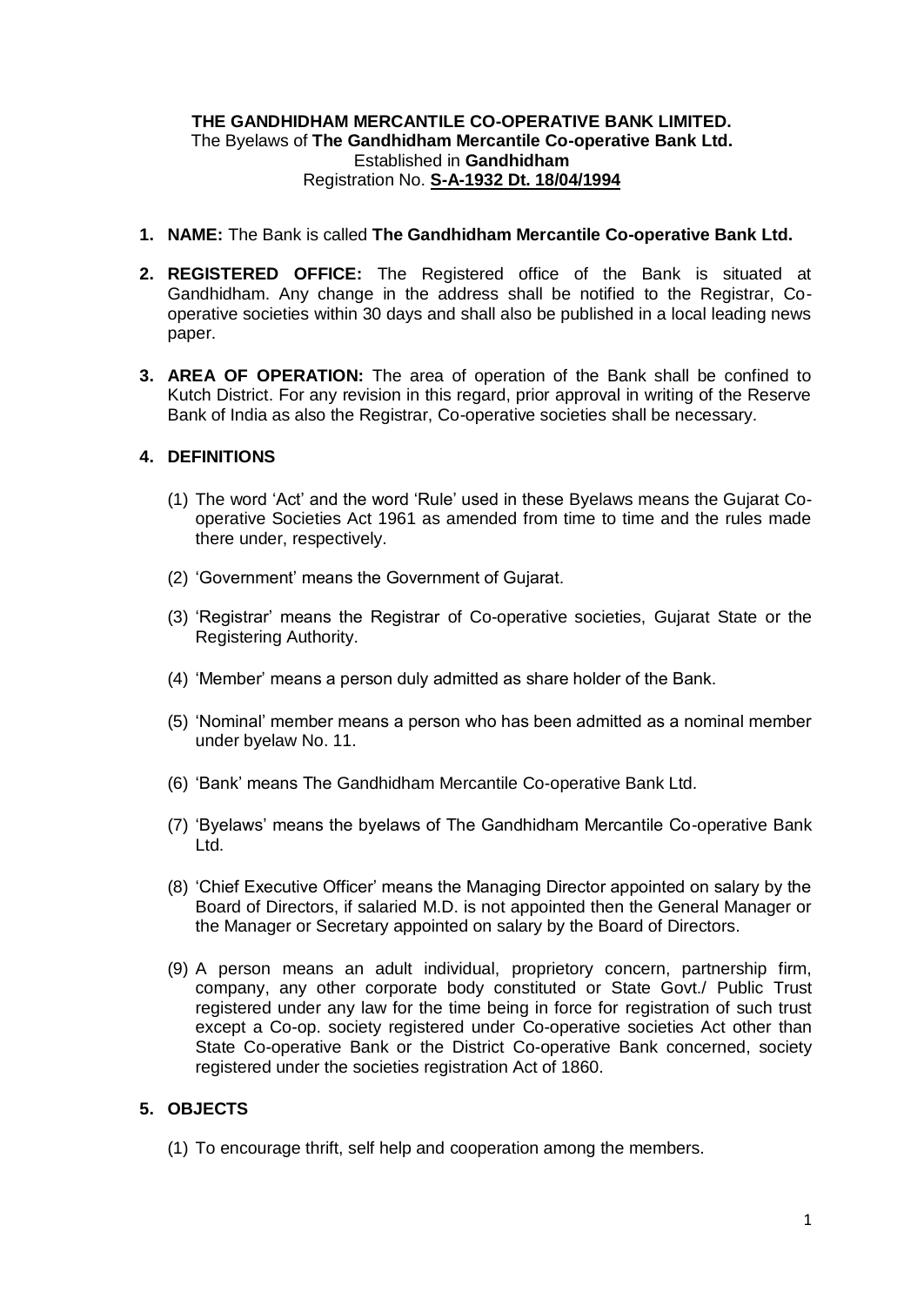**THE GANDHIDHAM MERCANTILE CO-OPERATIVE BANK LIMITED.**
The Byelaws of **The Gandhidham Mercantile Co-operative Bank Ltd.**
Established in **Gandhidham**
Registration No. **S-A-1932 Dt. 18/04/1994**

1. **NAME:** The Bank is called **The Gandhidham Mercantile Co-operative Bank Ltd.**

2. **REGISTERED OFFICE:** The Registered office of the Bank is situated at Gandhidham. Any change in the address shall be notified to the Registrar, Co-operative societies within 30 days and shall also be published in a local leading news paper.

3. **AREA OF OPERATION:** The area of operation of the Bank shall be confined to Kutch District. For any revision in this regard, prior approval in writing of the Reserve Bank of India as also the Registrar, Co-operative societies shall be necessary.

4. **DEFINITIONS**

   (1) The word 'Act' and the word 'Rule' used in these Byelaws means the Gujarat Co-operative Societies Act 1961 as amended from time to time and the rules made there under, respectively.

   (2) 'Government' means the Government of Gujarat.

   (3) 'Registrar' means the Registrar of Co-operative societies, Gujarat State or the Registering Authority.

   (4) 'Member' means a person duly admitted as share holder of the Bank.

   (5) 'Nominal' member means a person who has been admitted as a nominal member under byelaw No. 11.

   (6) 'Bank' means The Gandhidham Mercantile Co-operative Bank Ltd.

   (7) 'Byelaws' means the byelaws of The Gandhidham Mercantile Co-operative Bank Ltd.

   (8) 'Chief Executive Officer' means the Managing Director appointed on salary by the Board of Directors, if salaried M.D. is not appointed then the General Manager or the Manager or Secretary appointed on salary by the Board of Directors.

   (9) A person means an adult individual, proprietory concern, partnership firm, company, any other corporate body constituted or State Govt./ Public Trust registered under any law for the time being in force for registration of such trust except a Co-op. society registered under Co-operative societies Act other than State Co-operative Bank or the District Co-operative Bank concerned, society registered under the societies registration Act of 1860.

5. **OBJECTS**

   (1) To encourage thrift, self help and cooperation among the members.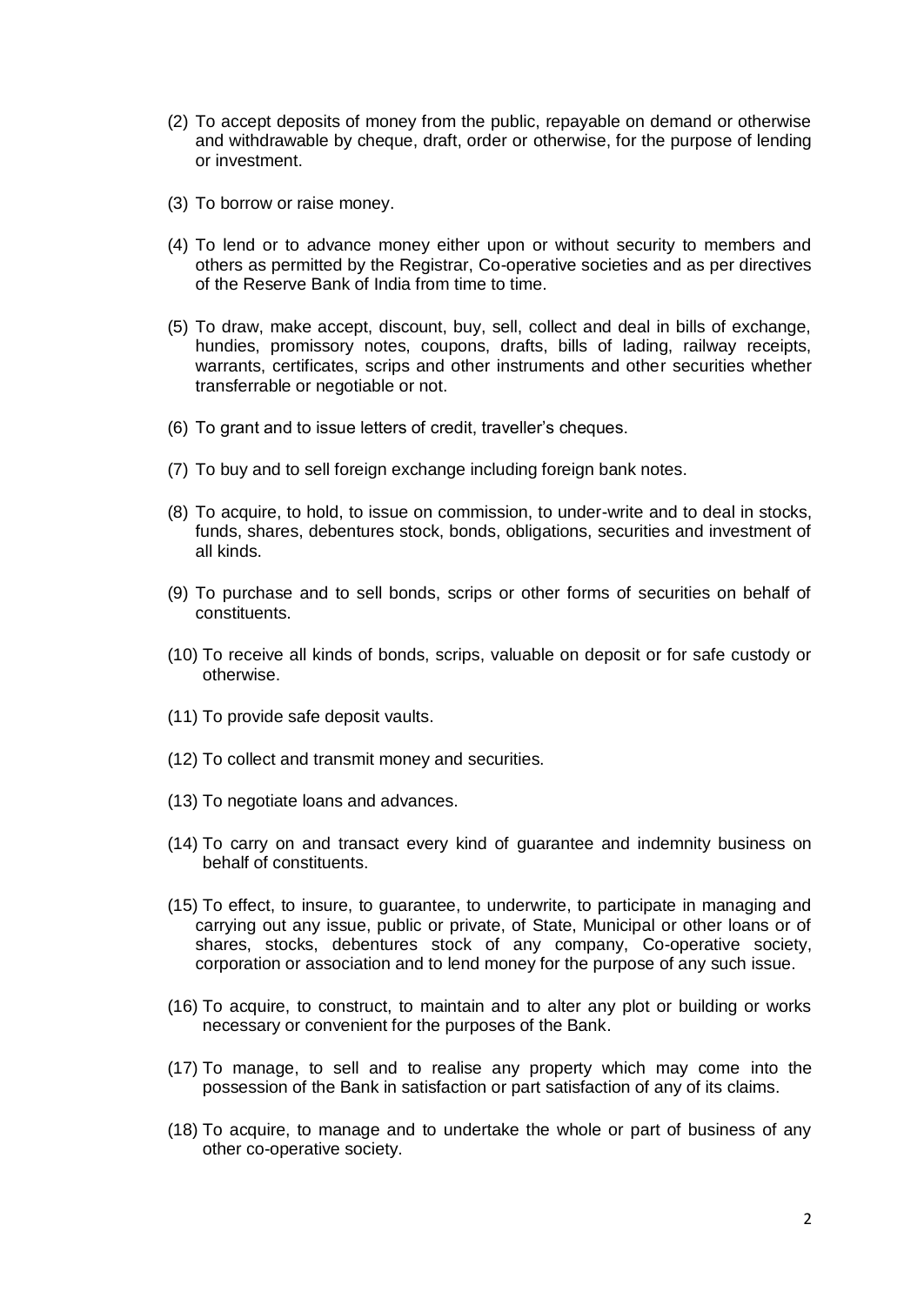(2) To accept deposits of money from the public, repayable on demand or otherwise and withdrawable by cheque, draft, order or otherwise, for the purpose of lending or investment.

(3) To borrow or raise money.

(4) To lend or to advance money either upon or without security to members and others as permitted by the Registrar, Co-operative societies and as per directives of the Reserve Bank of India from time to time.

(5) To draw, make accept, discount, buy, sell, collect and deal in bills of exchange, hundies, promissory notes, coupons, drafts, bills of lading, railway receipts, warrants, certificates, scrips and other instruments and other securities whether transferrable or negotiable or not.

(6) To grant and to issue letters of credit, traveller's cheques.

(7) To buy and to sell foreign exchange including foreign bank notes.

(8) To acquire, to hold, to issue on commission, to under-write and to deal in stocks, funds, shares, debentures stock, bonds, obligations, securities and investment of all kinds.

(9) To purchase and to sell bonds, scrips or other forms of securities on behalf of constituents.

(10) To receive all kinds of bonds, scrips, valuable on deposit or for safe custody or otherwise.

(11) To provide safe deposit vaults.

(12) To collect and transmit money and securities.

(13) To negotiate loans and advances.

(14) To carry on and transact every kind of guarantee and indemnity business on behalf of constituents.

(15) To effect, to insure, to guarantee, to underwrite, to participate in managing and carrying out any issue, public or private, of State, Municipal or other loans or of shares, stocks, debentures stock of any company, Co-operative society, corporation or association and to lend money for the purpose of any such issue.

(16) To acquire, to construct, to maintain and to alter any plot or building or works necessary or convenient for the purposes of the Bank.

(17) To manage, to sell and to realise any property which may come into the possession of the Bank in satisfaction or part satisfaction of any of its claims.

(18) To acquire, to manage and to undertake the whole or part of business of any other co-operative society.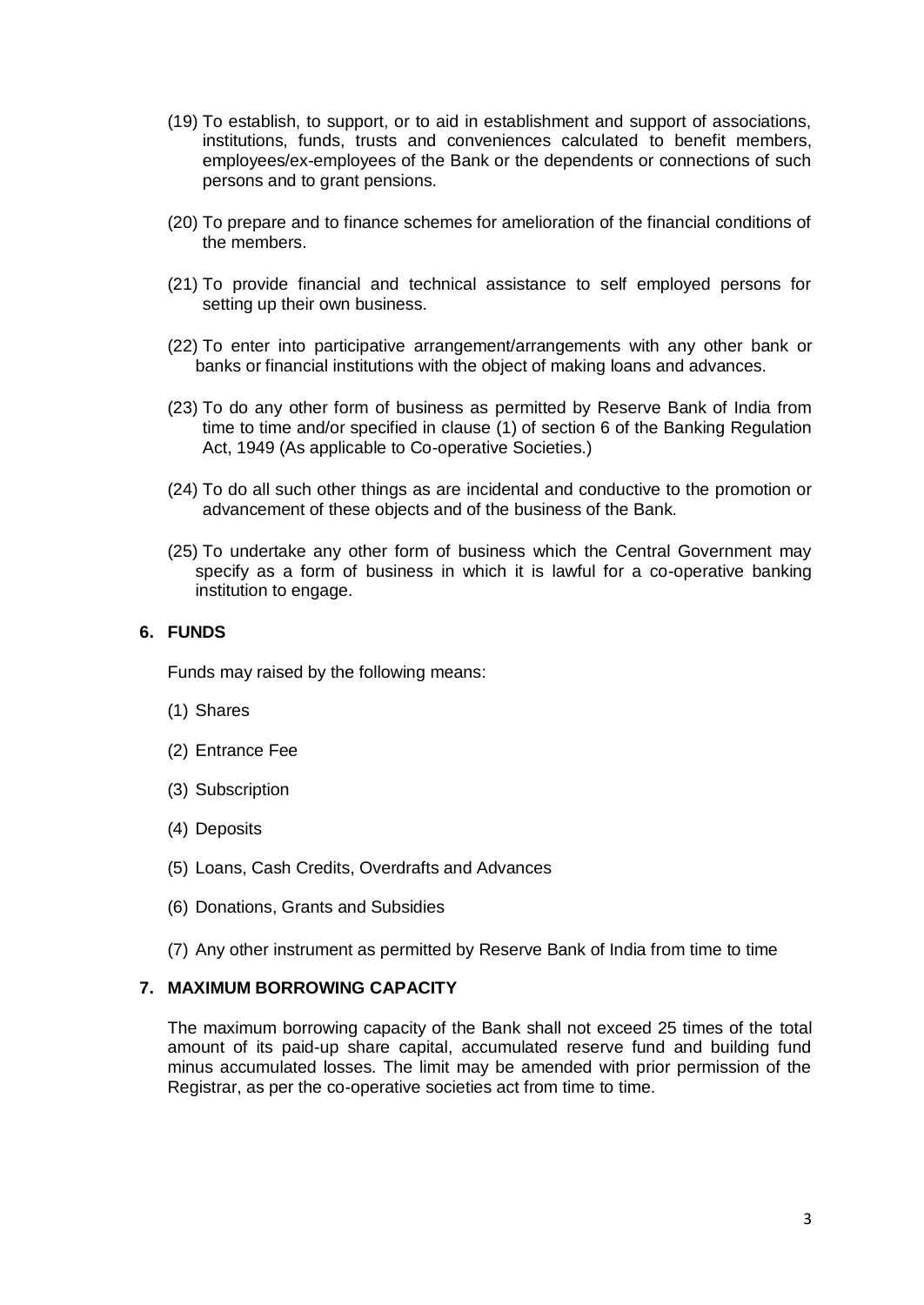(19) To establish, to support, or to aid in establishment and support of associations, institutions, funds, trusts and conveniences calculated to benefit members, employees/ex-employees of the Bank or the dependents or connections of such persons and to grant pensions.

(20) To prepare and to finance schemes for amelioration of the financial conditions of the members.

(21) To provide financial and technical assistance to self employed persons for setting up their own business.

(22) To enter into participative arrangement/arrangements with any other bank or banks or financial institutions with the object of making loans and advances.

(23) To do any other form of business as permitted by Reserve Bank of India from time to time and/or specified in clause (1) of section 6 of the Banking Regulation Act, 1949 (As applicable to Co-operative Societies.)

(24) To do all such other things as are incidental and conductive to the promotion or advancement of these objects and of the business of the Bank.

(25) To undertake any other form of business which the Central Government may specify as a form of business in which it is lawful for a co-operative banking institution to engage.

## 6. FUNDS

Funds may raised by the following means:

(1) Shares

(2) Entrance Fee

(3) Subscription

(4) Deposits

(5) Loans, Cash Credits, Overdrafts and Advances

(6) Donations, Grants and Subsidies

(7) Any other instrument as permitted by Reserve Bank of India from time to time

## 7. MAXIMUM BORROWING CAPACITY

The maximum borrowing capacity of the Bank shall not exceed 25 times of the total amount of its paid-up share capital, accumulated reserve fund and building fund minus accumulated losses. The limit may be amended with prior permission of the Registrar, as per the co-operative societies act from time to time.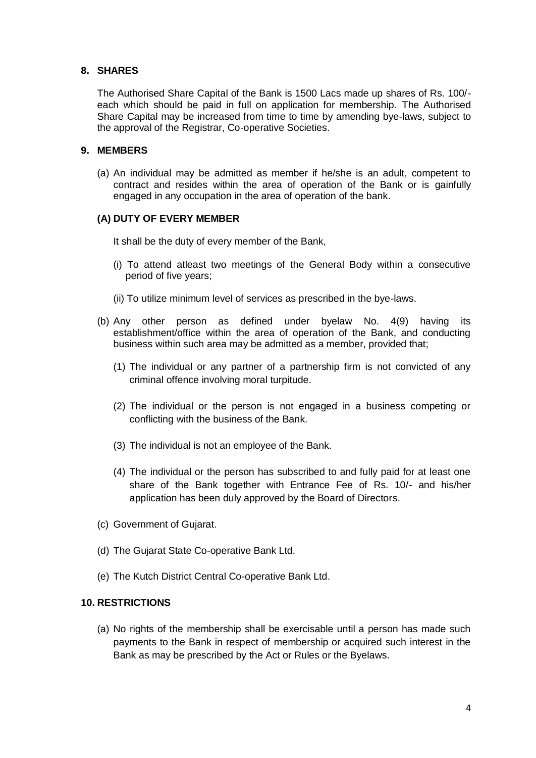## 8. SHARES

The Authorised Share Capital of the Bank is 1500 Lacs made up shares of Rs. 100/- each which should be paid in full on application for membership. The Authorised Share Capital may be increased from time to time by amending bye-laws, subject to the approval of the Registrar, Co-operative Societies.

## 9. MEMBERS

(a) An individual may be admitted as member if he/she is an adult, competent to contract and resides within the area of operation of the Bank or is gainfully engaged in any occupation in the area of operation of the bank.

### (A) DUTY OF EVERY MEMBER

It shall be the duty of every member of the Bank,

(i) To attend atleast two meetings of the General Body within a consecutive period of five years;

(ii) To utilize minimum level of services as prescribed in the bye-laws.

(b) Any other person as defined under byelaw No. 4(9) having its establishment/office within the area of operation of the Bank, and conducting business within such area may be admitted as a member, provided that;

(1) The individual or any partner of a partnership firm is not convicted of any criminal offence involving moral turpitude.

(2) The individual or the person is not engaged in a business competing or conflicting with the business of the Bank.

(3) The individual is not an employee of the Bank.

(4) The individual or the person has subscribed to and fully paid for at least one share of the Bank together with Entrance Fee of Rs. 10/- and his/her application has been duly approved by the Board of Directors.

(c) Government of Gujarat.

(d) The Gujarat State Co-operative Bank Ltd.

(e) The Kutch District Central Co-operative Bank Ltd.

## 10. RESTRICTIONS

(a) No rights of the membership shall be exercisable until a person has made such payments to the Bank in respect of membership or acquired such interest in the Bank as may be prescribed by the Act or Rules or the Byelaws.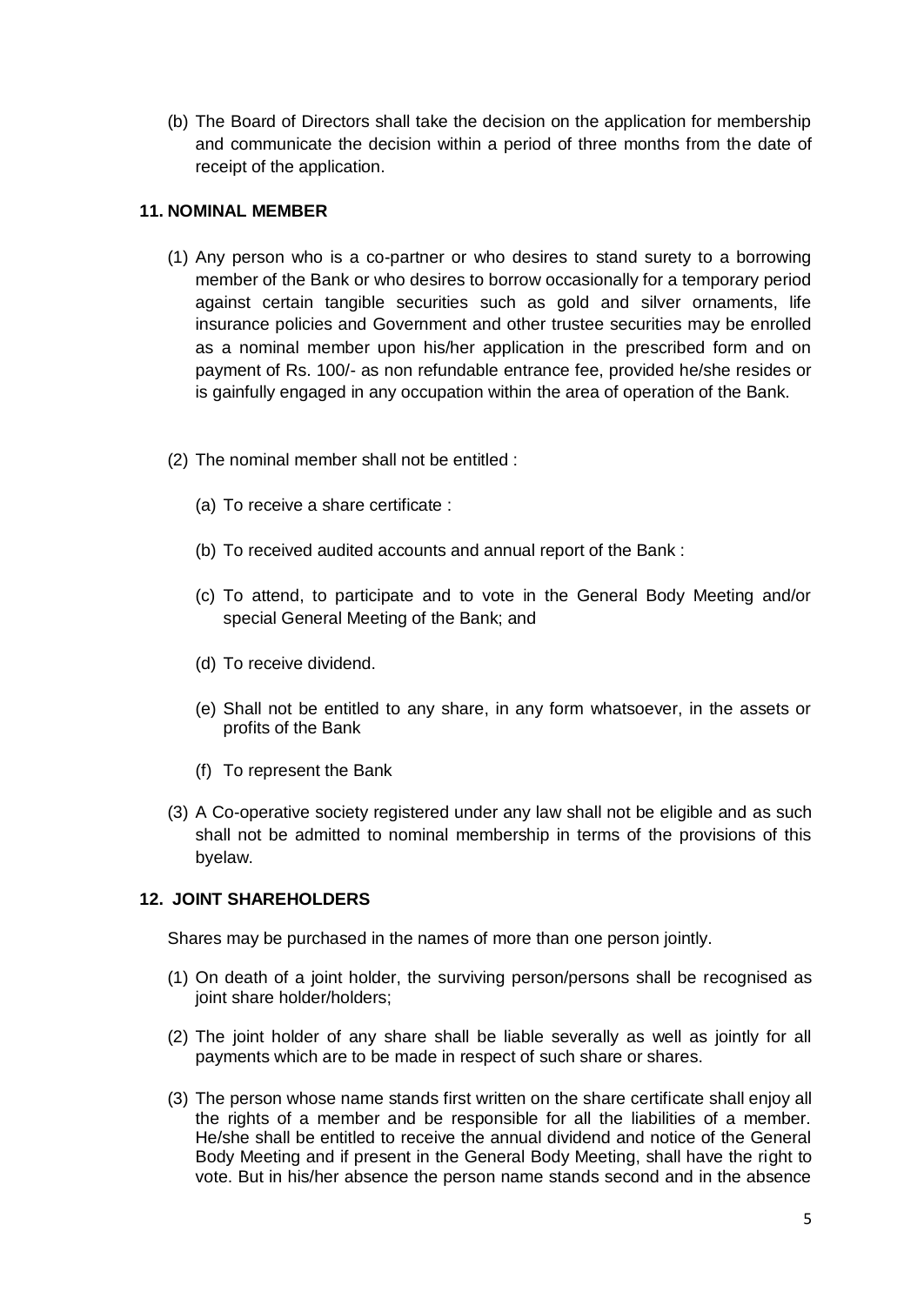(b) The Board of Directors shall take the decision on the application for membership and communicate the decision within a period of three months from the date of receipt of the application.

**11. NOMINAL MEMBER**

(1) Any person who is a co-partner or who desires to stand surety to a borrowing member of the Bank or who desires to borrow occasionally for a temporary period against certain tangible securities such as gold and silver ornaments, life insurance policies and Government and other trustee securities may be enrolled as a nominal member upon his/her application in the prescribed form and on payment of Rs. 100/- as non refundable entrance fee, provided he/she resides or is gainfully engaged in any occupation within the area of operation of the Bank.

(2) The nominal member shall not be entitled :

(a) To receive a share certificate :

(b) To received audited accounts and annual report of the Bank :

(c) To attend, to participate and to vote in the General Body Meeting and/or special General Meeting of the Bank; and

(d) To receive dividend.

(e) Shall not be entitled to any share, in any form whatsoever, in the assets or profits of the Bank

(f) To represent the Bank

(3) A Co-operative society registered under any law shall not be eligible and as such shall not be admitted to nominal membership in terms of the provisions of this byelaw.

**12. JOINT SHAREHOLDERS**

Shares may be purchased in the names of more than one person jointly.

(1) On death of a joint holder, the surviving person/persons shall be recognised as joint share holder/holders;

(2) The joint holder of any share shall be liable severally as well as jointly for all payments which are to be made in respect of such share or shares.

(3) The person whose name stands first written on the share certificate shall enjoy all the rights of a member and be responsible for all the liabilities of a member. He/she shall be entitled to receive the annual dividend and notice of the General Body Meeting and if present in the General Body Meeting, shall have the right to vote. But in his/her absence the person name stands second and in the absence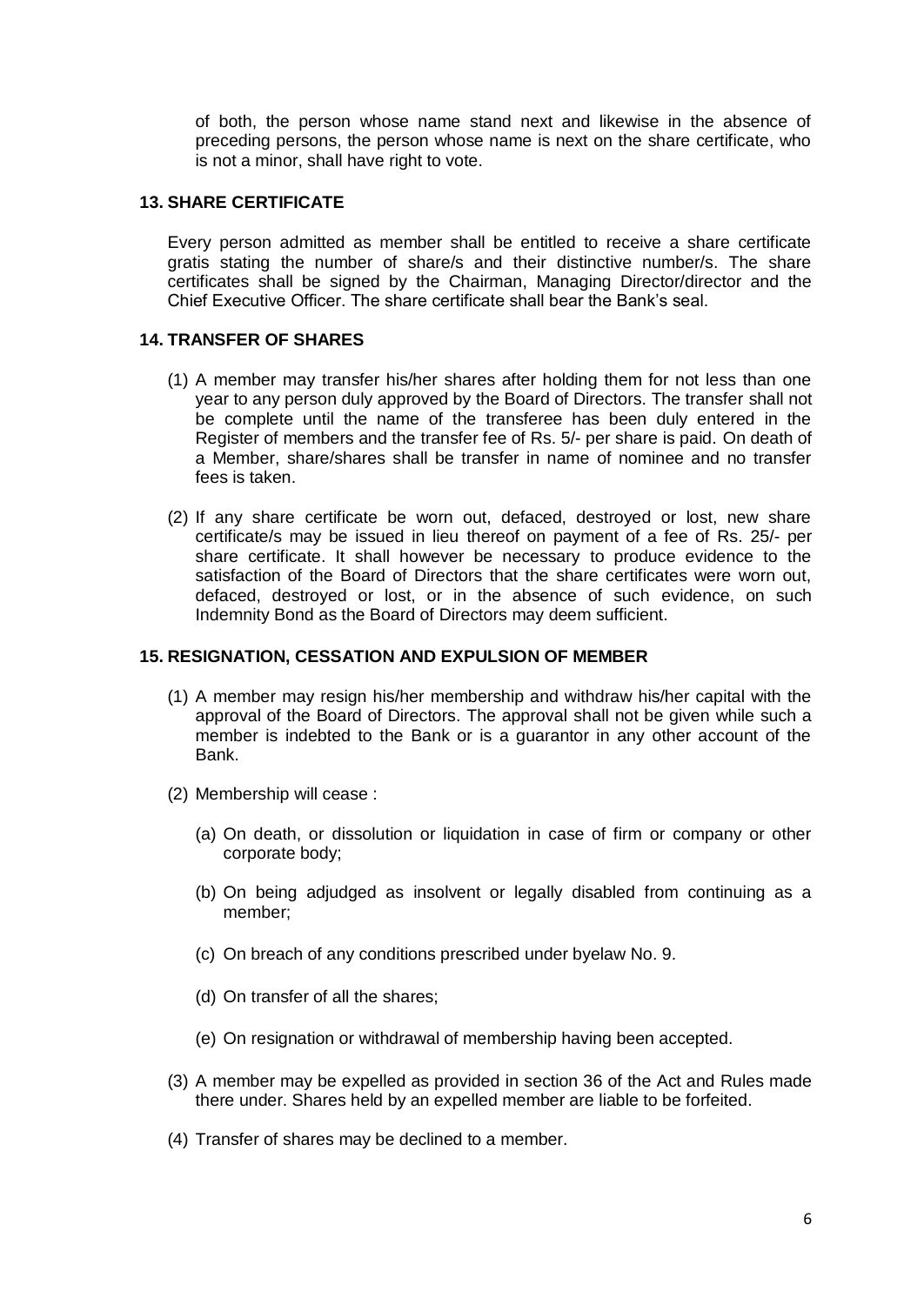of both, the person whose name stand next and likewise in the absence of preceding persons, the person whose name is next on the share certificate, who is not a minor, shall have right to vote.

## 13. SHARE CERTIFICATE

Every person admitted as member shall be entitled to receive a share certificate gratis stating the number of share/s and their distinctive number/s. The share certificates shall be signed by the Chairman, Managing Director/director and the Chief Executive Officer. The share certificate shall bear the Bank's seal.

## 14. TRANSFER OF SHARES

(1) A member may transfer his/her shares after holding them for not less than one year to any person duly approved by the Board of Directors. The transfer shall not be complete until the name of the transferee has been duly entered in the Register of members and the transfer fee of Rs. 5/- per share is paid. On death of a Member, share/shares shall be transfer in name of nominee and no transfer fees is taken.

(2) If any share certificate be worn out, defaced, destroyed or lost, new share certificate/s may be issued in lieu thereof on payment of a fee of Rs. 25/- per share certificate. It shall however be necessary to produce evidence to the satisfaction of the Board of Directors that the share certificates were worn out, defaced, destroyed or lost, or in the absence of such evidence, on such Indemnity Bond as the Board of Directors may deem sufficient.

## 15. RESIGNATION, CESSATION AND EXPULSION OF MEMBER

(1) A member may resign his/her membership and withdraw his/her capital with the approval of the Board of Directors. The approval shall not be given while such a member is indebted to the Bank or is a guarantor in any other account of the Bank.

(2) Membership will cease :

(a) On death, or dissolution or liquidation in case of firm or company or other corporate body;

(b) On being adjudged as insolvent or legally disabled from continuing as a member;

(c) On breach of any conditions prescribed under byelaw No. 9.

(d) On transfer of all the shares;

(e) On resignation or withdrawal of membership having been accepted.

(3) A member may be expelled as provided in section 36 of the Act and Rules made there under. Shares held by an expelled member are liable to be forfeited.

(4) Transfer of shares may be declined to a member.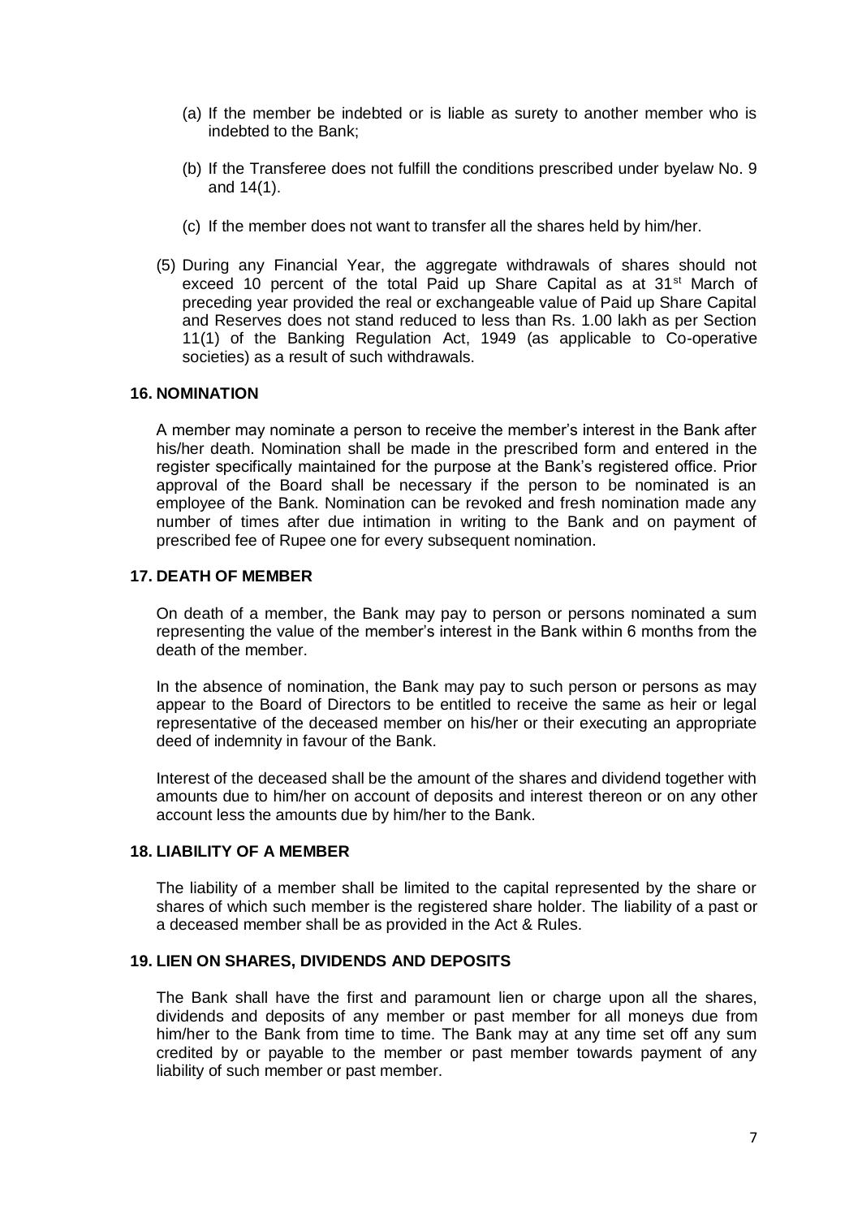(a) If the member be indebted or is liable as surety to another member who is indebted to the Bank;

(b) If the Transferee does not fulfill the conditions prescribed under byelaw No. 9 and 14(1).

(c) If the member does not want to transfer all the shares held by him/her.

(5) During any Financial Year, the aggregate withdrawals of shares should not exceed 10 percent of the total Paid up Share Capital as at 31st March of preceding year provided the real or exchangeable value of Paid up Share Capital and Reserves does not stand reduced to less than Rs. 1.00 lakh as per Section 11(1) of the Banking Regulation Act, 1949 (as applicable to Co-operative societies) as a result of such withdrawals.

### 16. NOMINATION

A member may nominate a person to receive the member's interest in the Bank after his/her death. Nomination shall be made in the prescribed form and entered in the register specifically maintained for the purpose at the Bank's registered office. Prior approval of the Board shall be necessary if the person to be nominated is an employee of the Bank. Nomination can be revoked and fresh nomination made any number of times after due intimation in writing to the Bank and on payment of prescribed fee of Rupee one for every subsequent nomination.

### 17. DEATH OF MEMBER

On death of a member, the Bank may pay to person or persons nominated a sum representing the value of the member's interest in the Bank within 6 months from the death of the member.

In the absence of nomination, the Bank may pay to such person or persons as may appear to the Board of Directors to be entitled to receive the same as heir or legal representative of the deceased member on his/her or their executing an appropriate deed of indemnity in favour of the Bank.

Interest of the deceased shall be the amount of the shares and dividend together with amounts due to him/her on account of deposits and interest thereon or on any other account less the amounts due by him/her to the Bank.

### 18. LIABILITY OF A MEMBER

The liability of a member shall be limited to the capital represented by the share or shares of which such member is the registered share holder. The liability of a past or a deceased member shall be as provided in the Act & Rules.

### 19. LIEN ON SHARES, DIVIDENDS AND DEPOSITS

The Bank shall have the first and paramount lien or charge upon all the shares, dividends and deposits of any member or past member for all moneys due from him/her to the Bank from time to time. The Bank may at any time set off any sum credited by or payable to the member or past member towards payment of any liability of such member or past member.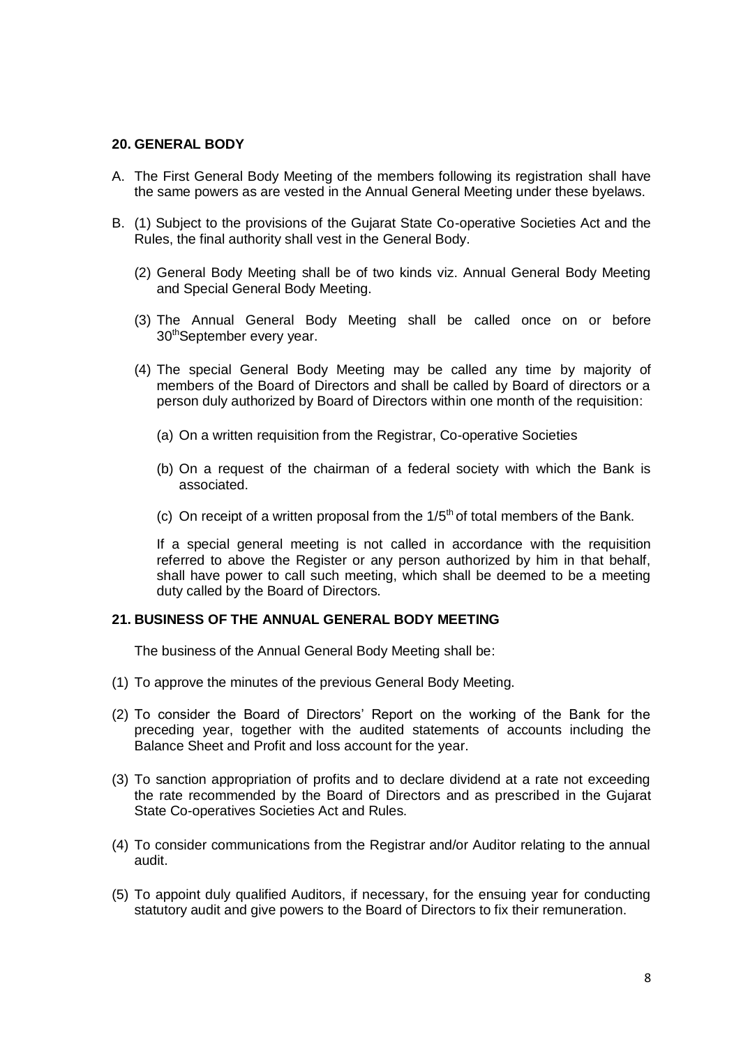## 20. GENERAL BODY

A. The First General Body Meeting of the members following its registration shall have the same powers as are vested in the Annual General Meeting under these byelaws.

B. (1) Subject to the provisions of the Gujarat State Co-operative Societies Act and the Rules, the final authority shall vest in the General Body.

   (2) General Body Meeting shall be of two kinds viz. Annual General Body Meeting and Special General Body Meeting.

   (3) The Annual General Body Meeting shall be called once on or before 30th September every year.

   (4) The special General Body Meeting may be called any time by majority of members of the Board of Directors and shall be called by Board of directors or a person duly authorized by Board of Directors within one month of the requisition:

      (a) On a written requisition from the Registrar, Co-operative Societies

      (b) On a request of the chairman of a federal society with which the Bank is associated.

      (c) On receipt of a written proposal from the 1/5th of total members of the Bank.

   If a special general meeting is not called in accordance with the requisition referred to above the Register or any person authorized by him in that behalf, shall have power to call such meeting, which shall be deemed to be a meeting duty called by the Board of Directors.

## 21. BUSINESS OF THE ANNUAL GENERAL BODY MEETING

The business of the Annual General Body Meeting shall be:

(1) To approve the minutes of the previous General Body Meeting.

(2) To consider the Board of Directors' Report on the working of the Bank for the preceding year, together with the audited statements of accounts including the Balance Sheet and Profit and loss account for the year.

(3) To sanction appropriation of profits and to declare dividend at a rate not exceeding the rate recommended by the Board of Directors and as prescribed in the Gujarat State Co-operatives Societies Act and Rules.

(4) To consider communications from the Registrar and/or Auditor relating to the annual audit.

(5) To appoint duly qualified Auditors, if necessary, for the ensuing year for conducting statutory audit and give powers to the Board of Directors to fix their remuneration.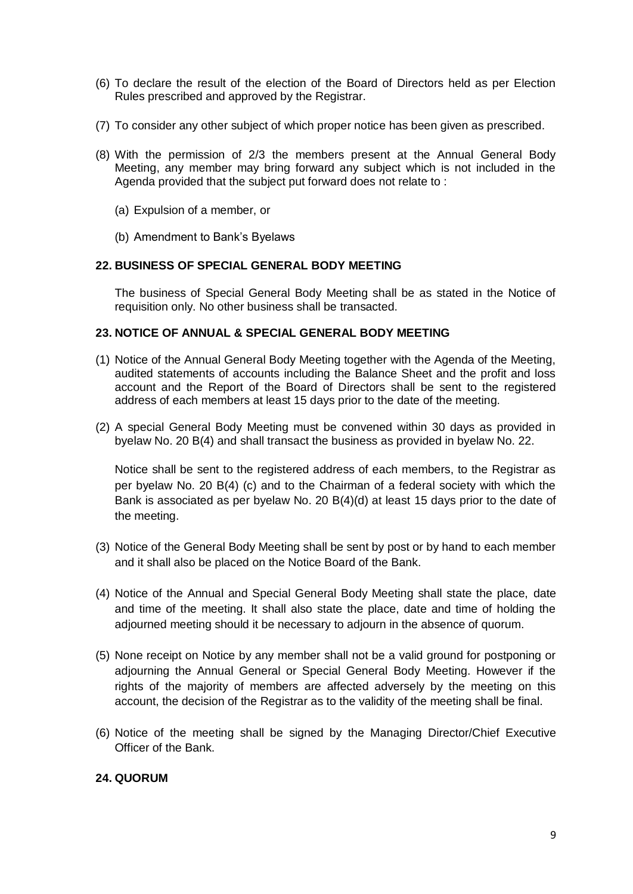(6) To declare the result of the election of the Board of Directors held as per Election Rules prescribed and approved by the Registrar.

(7) To consider any other subject of which proper notice has been given as prescribed.

(8) With the permission of 2/3 the members present at the Annual General Body Meeting, any member may bring forward any subject which is not included in the Agenda provided that the subject put forward does not relate to :

   (a) Expulsion of a member, or

   (b) Amendment to Bank's Byelaws

**22. BUSINESS OF SPECIAL GENERAL BODY MEETING**

The business of Special General Body Meeting shall be as stated in the Notice of requisition only. No other business shall be transacted.

**23. NOTICE OF ANNUAL & SPECIAL GENERAL BODY MEETING**

(1) Notice of the Annual General Body Meeting together with the Agenda of the Meeting, audited statements of accounts including the Balance Sheet and the profit and loss account and the Report of the Board of Directors shall be sent to the registered address of each members at least 15 days prior to the date of the meeting.

(2) A special General Body Meeting must be convened within 30 days as provided in byelaw No. 20 B(4) and shall transact the business as provided in byelaw No. 22.

   Notice shall be sent to the registered address of each members, to the Registrar as per byelaw No. 20 B(4) (c) and to the Chairman of a federal society with which the Bank is associated as per byelaw No. 20 B(4)(d) at least 15 days prior to the date of the meeting.

(3) Notice of the General Body Meeting shall be sent by post or by hand to each member and it shall also be placed on the Notice Board of the Bank.

(4) Notice of the Annual and Special General Body Meeting shall state the place, date and time of the meeting. It shall also state the place, date and time of holding the adjourned meeting should it be necessary to adjourn in the absence of quorum.

(5) None receipt on Notice by any member shall not be a valid ground for postponing or adjourning the Annual General or Special General Body Meeting. However if the rights of the majority of members are affected adversely by the meeting on this account, the decision of the Registrar as to the validity of the meeting shall be final.

(6) Notice of the meeting shall be signed by the Managing Director/Chief Executive Officer of the Bank.

**24. QUORUM**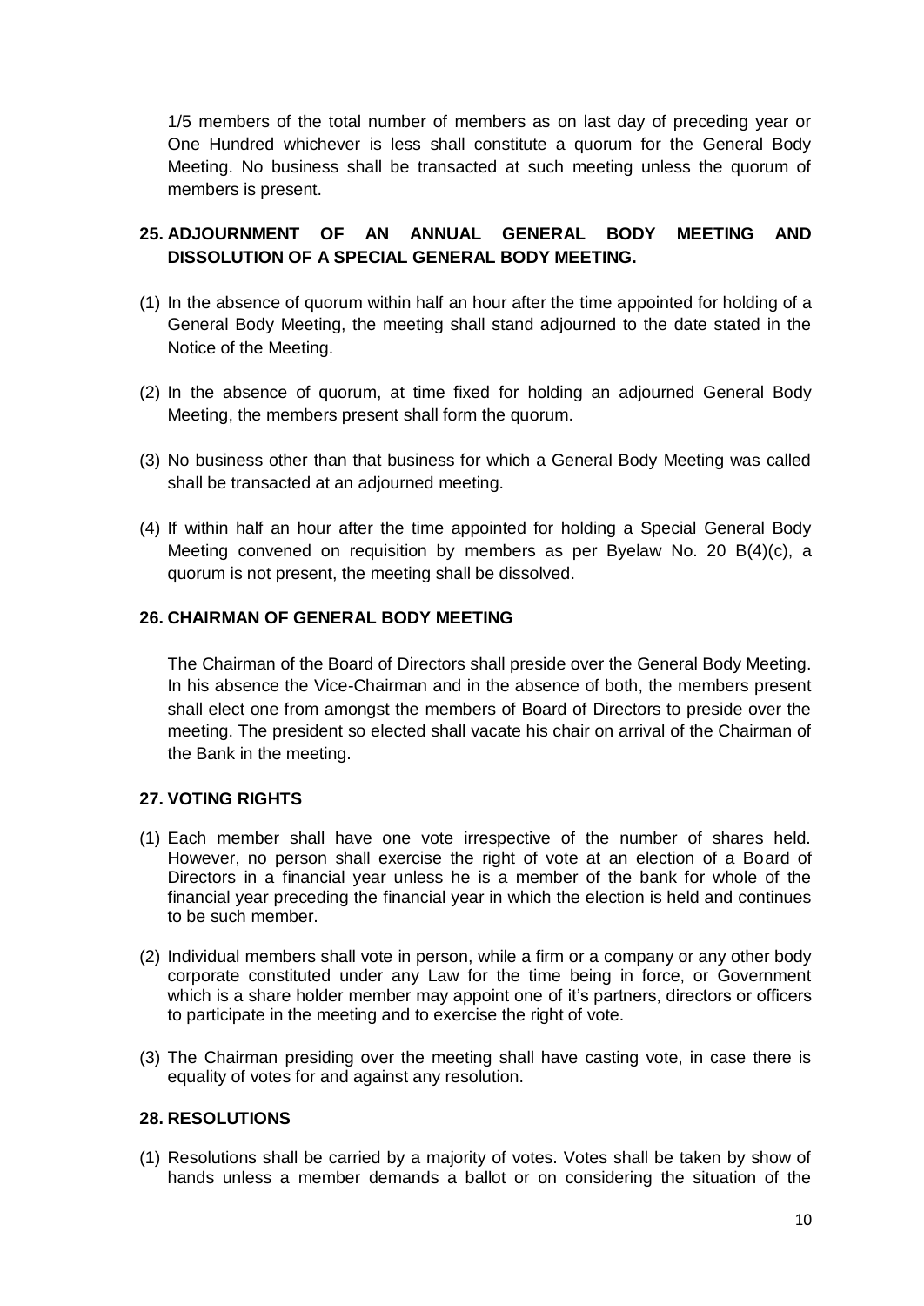1/5 members of the total number of members as on last day of preceding year or One Hundred whichever is less shall constitute a quorum for the General Body Meeting. No business shall be transacted at such meeting unless the quorum of members is present.

## 25. ADJOURNMENT OF AN ANNUAL GENERAL BODY MEETING AND DISSOLUTION OF A SPECIAL GENERAL BODY MEETING.

(1) In the absence of quorum within half an hour after the time appointed for holding of a General Body Meeting, the meeting shall stand adjourned to the date stated in the Notice of the Meeting.

(2) In the absence of quorum, at time fixed for holding an adjourned General Body Meeting, the members present shall form the quorum.

(3) No business other than that business for which a General Body Meeting was called shall be transacted at an adjourned meeting.

(4) If within half an hour after the time appointed for holding a Special General Body Meeting convened on requisition by members as per Byelaw No. 20 B(4)(c), a quorum is not present, the meeting shall be dissolved.

## 26. CHAIRMAN OF GENERAL BODY MEETING

The Chairman of the Board of Directors shall preside over the General Body Meeting. In his absence the Vice-Chairman and in the absence of both, the members present shall elect one from amongst the members of Board of Directors to preside over the meeting. The president so elected shall vacate his chair on arrival of the Chairman of the Bank in the meeting.

## 27. VOTING RIGHTS

(1) Each member shall have one vote irrespective of the number of shares held. However, no person shall exercise the right of vote at an election of a Board of Directors in a financial year unless he is a member of the bank for whole of the financial year preceding the financial year in which the election is held and continues to be such member.

(2) Individual members shall vote in person, while a firm or a company or any other body corporate constituted under any Law for the time being in force, or Government which is a share holder member may appoint one of it's partners, directors or officers to participate in the meeting and to exercise the right of vote.

(3) The Chairman presiding over the meeting shall have casting vote, in case there is equality of votes for and against any resolution.

## 28. RESOLUTIONS

(1) Resolutions shall be carried by a majority of votes. Votes shall be taken by show of hands unless a member demands a ballot or on considering the situation of the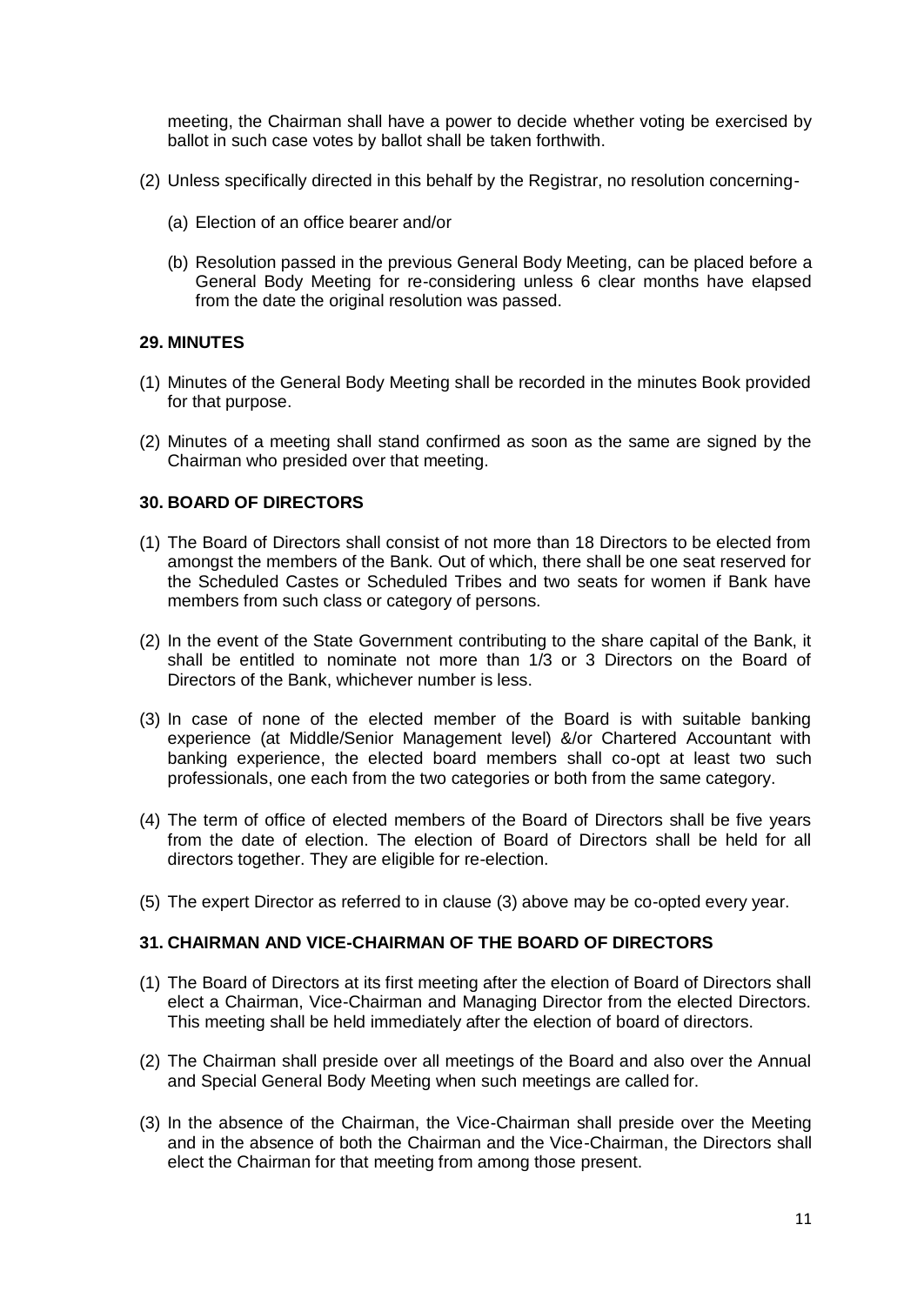meeting, the Chairman shall have a power to decide whether voting be exercised by ballot in such case votes by ballot shall be taken forthwith.

(2) Unless specifically directed in this behalf by the Registrar, no resolution concerning-

(a) Election of an office bearer and/or

(b) Resolution passed in the previous General Body Meeting, can be placed before a General Body Meeting for re-considering unless 6 clear months have elapsed from the date the original resolution was passed.

### 29. MINUTES

(1) Minutes of the General Body Meeting shall be recorded in the minutes Book provided for that purpose.

(2) Minutes of a meeting shall stand confirmed as soon as the same are signed by the Chairman who presided over that meeting.

### 30. BOARD OF DIRECTORS

(1) The Board of Directors shall consist of not more than 18 Directors to be elected from amongst the members of the Bank. Out of which, there shall be one seat reserved for the Scheduled Castes or Scheduled Tribes and two seats for women if Bank have members from such class or category of persons.

(2) In the event of the State Government contributing to the share capital of the Bank, it shall be entitled to nominate not more than 1/3 or 3 Directors on the Board of Directors of the Bank, whichever number is less.

(3) In case of none of the elected member of the Board is with suitable banking experience (at Middle/Senior Management level) &/or Chartered Accountant with banking experience, the elected board members shall co-opt at least two such professionals, one each from the two categories or both from the same category.

(4) The term of office of elected members of the Board of Directors shall be five years from the date of election. The election of Board of Directors shall be held for all directors together. They are eligible for re-election.

(5) The expert Director as referred to in clause (3) above may be co-opted every year.

### 31. CHAIRMAN AND VICE-CHAIRMAN OF THE BOARD OF DIRECTORS

(1) The Board of Directors at its first meeting after the election of Board of Directors shall elect a Chairman, Vice-Chairman and Managing Director from the elected Directors. This meeting shall be held immediately after the election of board of directors.

(2) The Chairman shall preside over all meetings of the Board and also over the Annual and Special General Body Meeting when such meetings are called for.

(3) In the absence of the Chairman, the Vice-Chairman shall preside over the Meeting and in the absence of both the Chairman and the Vice-Chairman, the Directors shall elect the Chairman for that meeting from among those present.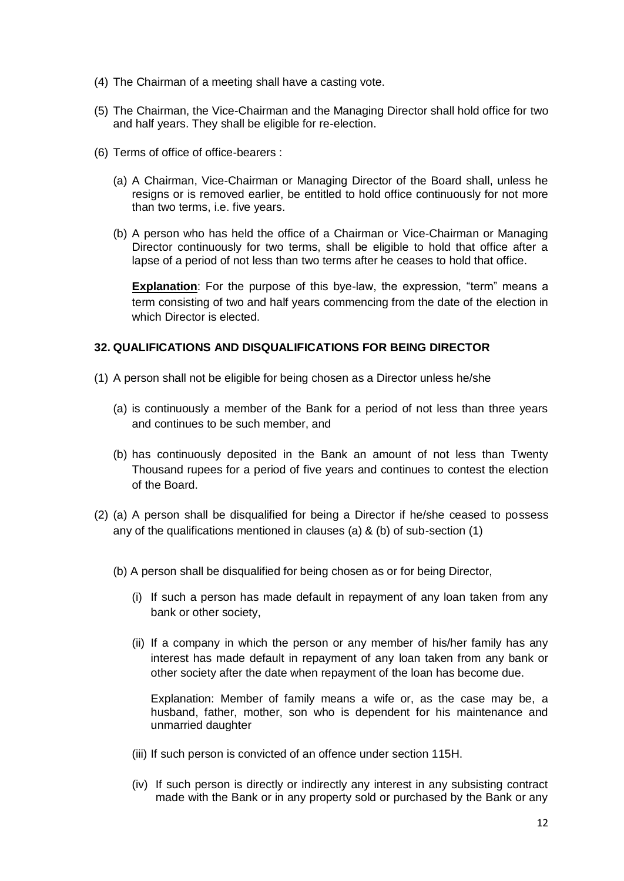(4) The Chairman of a meeting shall have a casting vote.

(5) The Chairman, the Vice-Chairman and the Managing Director shall hold office for two and half years. They shall be eligible for re-election.

(6) Terms of office of office-bearers :

   (a) A Chairman, Vice-Chairman or Managing Director of the Board shall, unless he resigns or is removed earlier, be entitled to hold office continuously for not more than two terms, i.e. five years.

   (b) A person who has held the office of a Chairman or Vice-Chairman or Managing Director continuously for two terms, shall be eligible to hold that office after a lapse of a period of not less than two terms after he ceases to hold that office.

   **Explanation**: For the purpose of this bye-law, the expression, "term" means a term consisting of two and half years commencing from the date of the election in which Director is elected.

### 32. QUALIFICATIONS AND DISQUALIFICATIONS FOR BEING DIRECTOR

(1) A person shall not be eligible for being chosen as a Director unless he/she

   (a) is continuously a member of the Bank for a period of not less than three years and continues to be such member, and

   (b) has continuously deposited in the Bank an amount of not less than Twenty Thousand rupees for a period of five years and continues to contest the election of the Board.

(2) (a) A person shall be disqualified for being a Director if he/she ceased to possess any of the qualifications mentioned in clauses (a) & (b) of sub-section (1)

   (b) A person shall be disqualified for being chosen as or for being Director,

      (i) If such a person has made default in repayment of any loan taken from any bank or other society,

      (ii) If a company in which the person or any member of his/her family has any interest has made default in repayment of any loan taken from any bank or other society after the date when repayment of the loan has become due.

      Explanation: Member of family means a wife or, as the case may be, a husband, father, mother, son who is dependent for his maintenance and unmarried daughter

      (iii) If such person is convicted of an offence under section 115H.

      (iv) If such person is directly or indirectly any interest in any subsisting contract made with the Bank or in any property sold or purchased by the Bank or any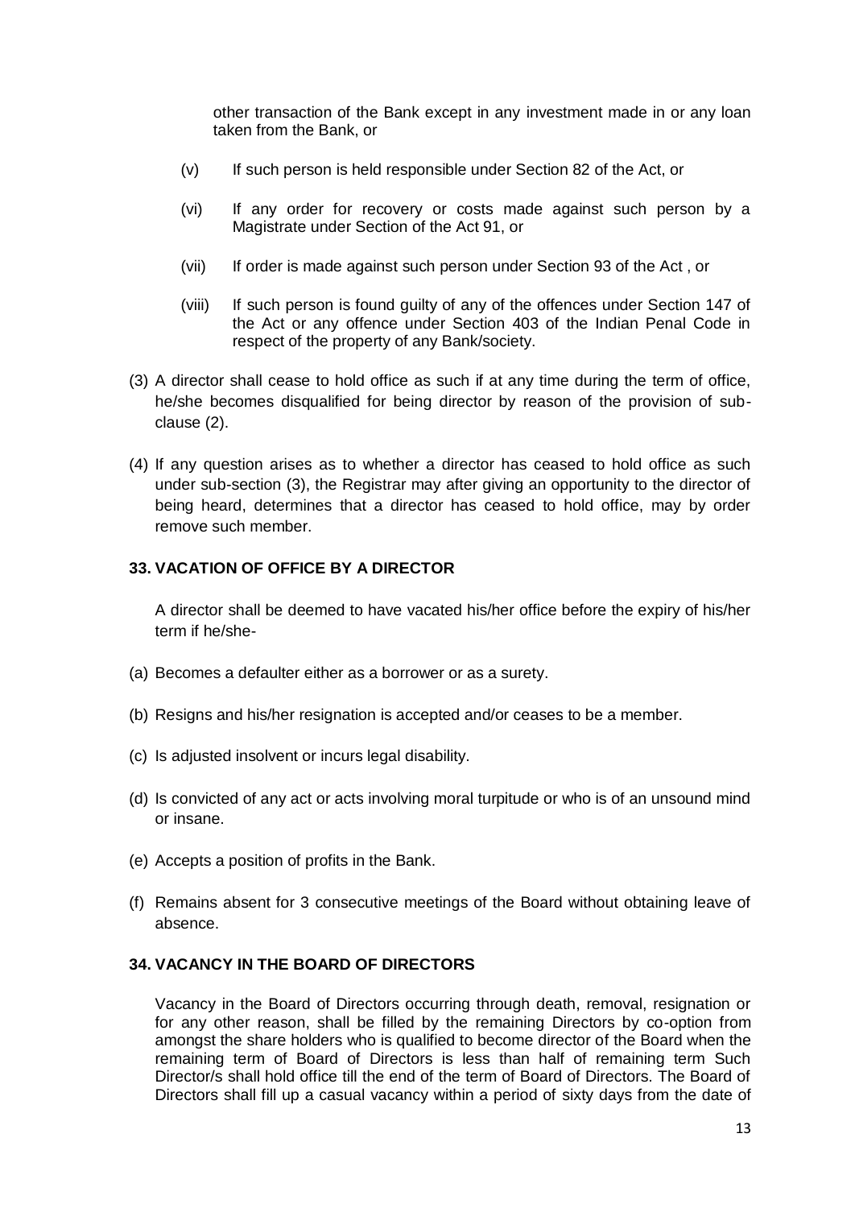other transaction of the Bank except in any investment made in or any loan taken from the Bank, or

(v) If such person is held responsible under Section 82 of the Act, or

(vi) If any order for recovery or costs made against such person by a Magistrate under Section of the Act 91, or

(vii) If order is made against such person under Section 93 of the Act , or

(viii) If such person is found guilty of any of the offences under Section 147 of the Act or any offence under Section 403 of the Indian Penal Code in respect of the property of any Bank/society.

(3) A director shall cease to hold office as such if at any time during the term of office, he/she becomes disqualified for being director by reason of the provision of sub-clause (2).

(4) If any question arises as to whether a director has ceased to hold office as such under sub-section (3), the Registrar may after giving an opportunity to the director of being heard, determines that a director has ceased to hold office, may by order remove such member.

**33. VACATION OF OFFICE BY A DIRECTOR**

A director shall be deemed to have vacated his/her office before the expiry of his/her term if he/she-

(a) Becomes a defaulter either as a borrower or as a surety.

(b) Resigns and his/her resignation is accepted and/or ceases to be a member.

(c) Is adjusted insolvent or incurs legal disability.

(d) Is convicted of any act or acts involving moral turpitude or who is of an unsound mind or insane.

(e) Accepts a position of profits in the Bank.

(f) Remains absent for 3 consecutive meetings of the Board without obtaining leave of absence.

**34. VACANCY IN THE BOARD OF DIRECTORS**

Vacancy in the Board of Directors occurring through death, removal, resignation or for any other reason, shall be filled by the remaining Directors by co-option from amongst the share holders who is qualified to become director of the Board when the remaining term of Board of Directors is less than half of remaining term Such Director/s shall hold office till the end of the term of Board of Directors. The Board of Directors shall fill up a casual vacancy within a period of sixty days from the date of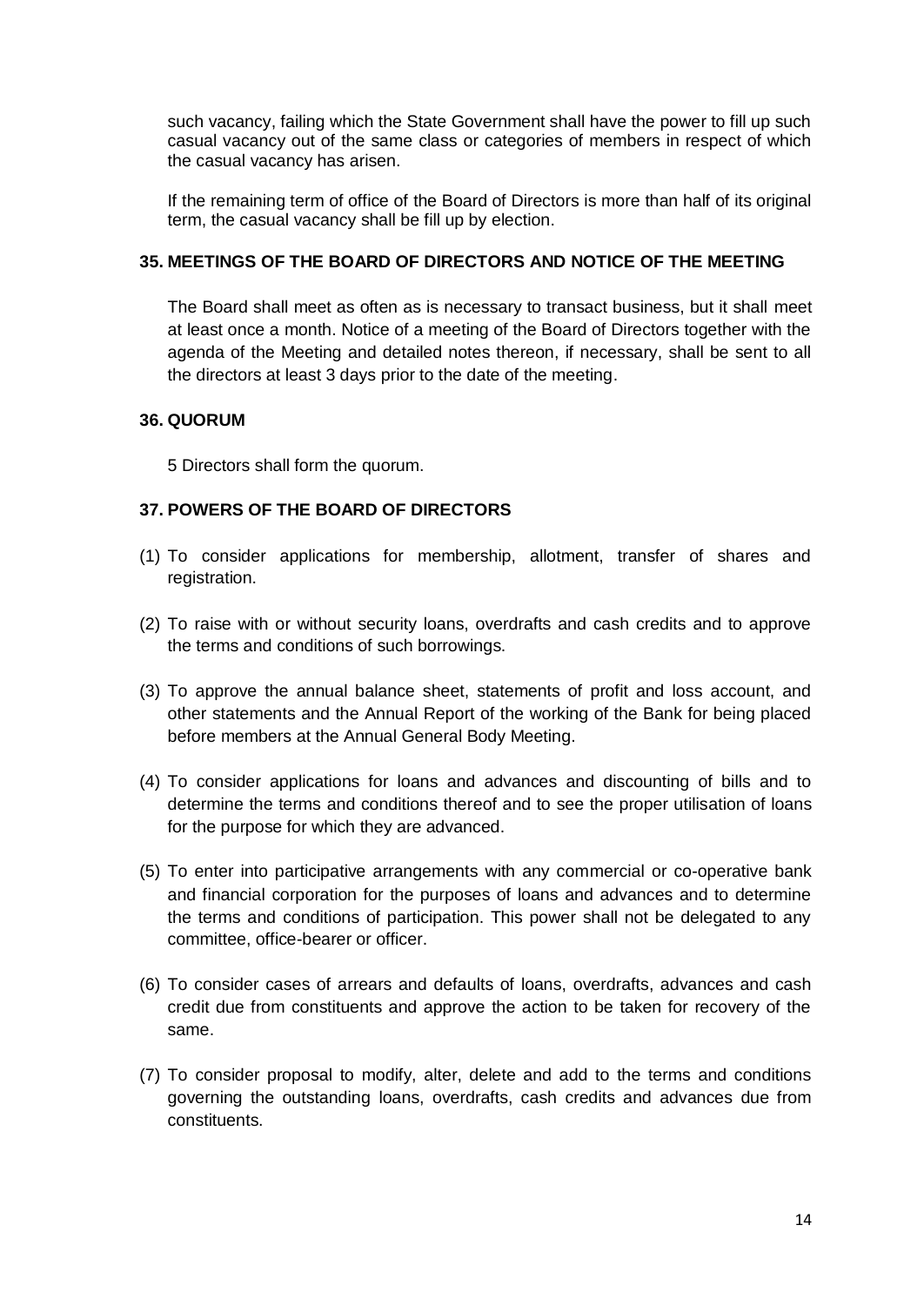such vacancy, failing which the State Government shall have the power to fill up such casual vacancy out of the same class or categories of members in respect of which the casual vacancy has arisen.

If the remaining term of office of the Board of Directors is more than half of its original term, the casual vacancy shall be fill up by election.

### 35. MEETINGS OF THE BOARD OF DIRECTORS AND NOTICE OF THE MEETING

The Board shall meet as often as is necessary to transact business, but it shall meet at least once a month. Notice of a meeting of the Board of Directors together with the agenda of the Meeting and detailed notes thereon, if necessary, shall be sent to all the directors at least 3 days prior to the date of the meeting.

### 36. QUORUM

5 Directors shall form the quorum.

### 37. POWERS OF THE BOARD OF DIRECTORS

(1) To consider applications for membership, allotment, transfer of shares and registration.

(2) To raise with or without security loans, overdrafts and cash credits and to approve the terms and conditions of such borrowings.

(3) To approve the annual balance sheet, statements of profit and loss account, and other statements and the Annual Report of the working of the Bank for being placed before members at the Annual General Body Meeting.

(4) To consider applications for loans and advances and discounting of bills and to determine the terms and conditions thereof and to see the proper utilisation of loans for the purpose for which they are advanced.

(5) To enter into participative arrangements with any commercial or co-operative bank and financial corporation for the purposes of loans and advances and to determine the terms and conditions of participation. This power shall not be delegated to any committee, office-bearer or officer.

(6) To consider cases of arrears and defaults of loans, overdrafts, advances and cash credit due from constituents and approve the action to be taken for recovery of the same.

(7) To consider proposal to modify, alter, delete and add to the terms and conditions governing the outstanding loans, overdrafts, cash credits and advances due from constituents.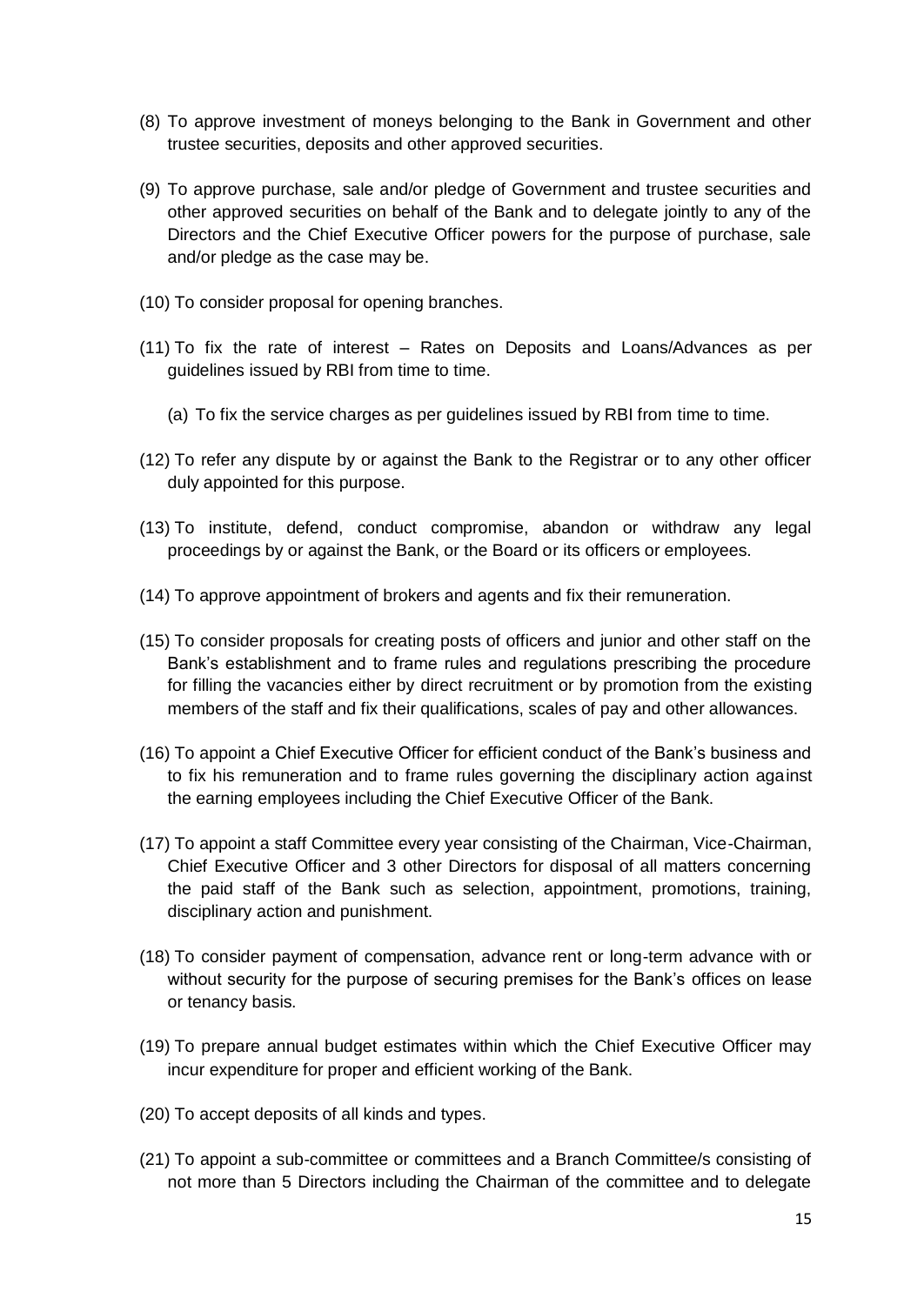(8) To approve investment of moneys belonging to the Bank in Government and other trustee securities, deposits and other approved securities.

(9) To approve purchase, sale and/or pledge of Government and trustee securities and other approved securities on behalf of the Bank and to delegate jointly to any of the Directors and the Chief Executive Officer powers for the purpose of purchase, sale and/or pledge as the case may be.

(10) To consider proposal for opening branches.

(11) To fix the rate of interest – Rates on Deposits and Loans/Advances as per guidelines issued by RBI from time to time.

(a) To fix the service charges as per guidelines issued by RBI from time to time.

(12) To refer any dispute by or against the Bank to the Registrar or to any other officer duly appointed for this purpose.

(13) To institute, defend, conduct compromise, abandon or withdraw any legal proceedings by or against the Bank, or the Board or its officers or employees.

(14) To approve appointment of brokers and agents and fix their remuneration.

(15) To consider proposals for creating posts of officers and junior and other staff on the Bank's establishment and to frame rules and regulations prescribing the procedure for filling the vacancies either by direct recruitment or by promotion from the existing members of the staff and fix their qualifications, scales of pay and other allowances.

(16) To appoint a Chief Executive Officer for efficient conduct of the Bank's business and to fix his remuneration and to frame rules governing the disciplinary action against the earning employees including the Chief Executive Officer of the Bank.

(17) To appoint a staff Committee every year consisting of the Chairman, Vice-Chairman, Chief Executive Officer and 3 other Directors for disposal of all matters concerning the paid staff of the Bank such as selection, appointment, promotions, training, disciplinary action and punishment.

(18) To consider payment of compensation, advance rent or long-term advance with or without security for the purpose of securing premises for the Bank's offices on lease or tenancy basis.

(19) To prepare annual budget estimates within which the Chief Executive Officer may incur expenditure for proper and efficient working of the Bank.

(20) To accept deposits of all kinds and types.

(21) To appoint a sub-committee or committees and a Branch Committee/s consisting of not more than 5 Directors including the Chairman of the committee and to delegate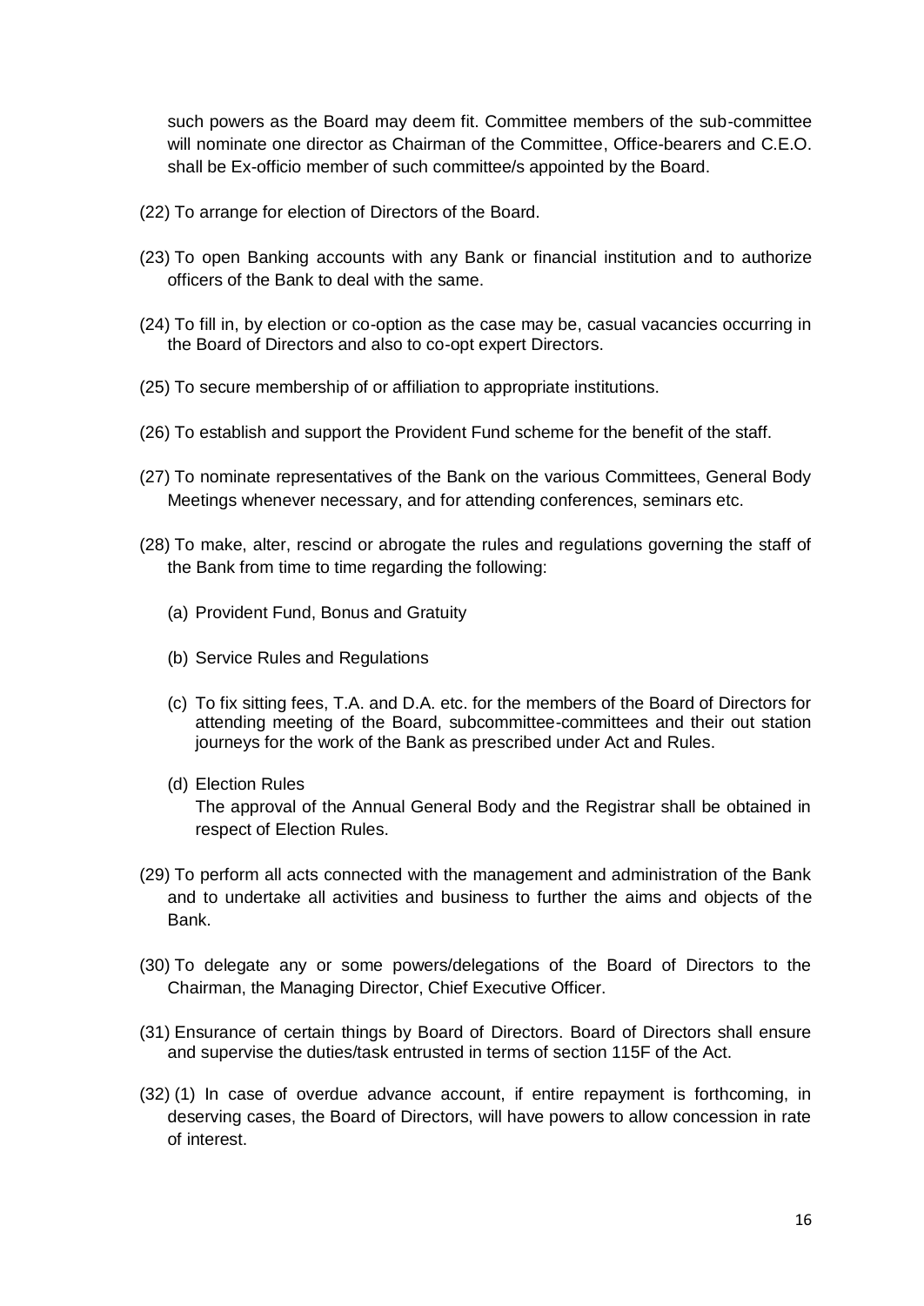such powers as the Board may deem fit. Committee members of the sub-committee will nominate one director as Chairman of the Committee, Office-bearers and C.E.O. shall be Ex-officio member of such committee/s appointed by the Board.

(22) To arrange for election of Directors of the Board.

(23) To open Banking accounts with any Bank or financial institution and to authorize officers of the Bank to deal with the same.

(24) To fill in, by election or co-option as the case may be, casual vacancies occurring in the Board of Directors and also to co-opt expert Directors.

(25) To secure membership of or affiliation to appropriate institutions.

(26) To establish and support the Provident Fund scheme for the benefit of the staff.

(27) To nominate representatives of the Bank on the various Committees, General Body Meetings whenever necessary, and for attending conferences, seminars etc.

(28) To make, alter, rescind or abrogate the rules and regulations governing the staff of the Bank from time to time regarding the following:

(a) Provident Fund, Bonus and Gratuity

(b) Service Rules and Regulations

(c) To fix sitting fees, T.A. and D.A. etc. for the members of the Board of Directors for attending meeting of the Board, subcommittee-committees and their out station journeys for the work of the Bank as prescribed under Act and Rules.

(d) Election Rules
The approval of the Annual General Body and the Registrar shall be obtained in respect of Election Rules.

(29) To perform all acts connected with the management and administration of the Bank and to undertake all activities and business to further the aims and objects of the Bank.

(30) To delegate any or some powers/delegations of the Board of Directors to the Chairman, the Managing Director, Chief Executive Officer.

(31) Ensurance of certain things by Board of Directors. Board of Directors shall ensure and supervise the duties/task entrusted in terms of section 115F of the Act.

(32) (1) In case of overdue advance account, if entire repayment is forthcoming, in deserving cases, the Board of Directors, will have powers to allow concession in rate of interest.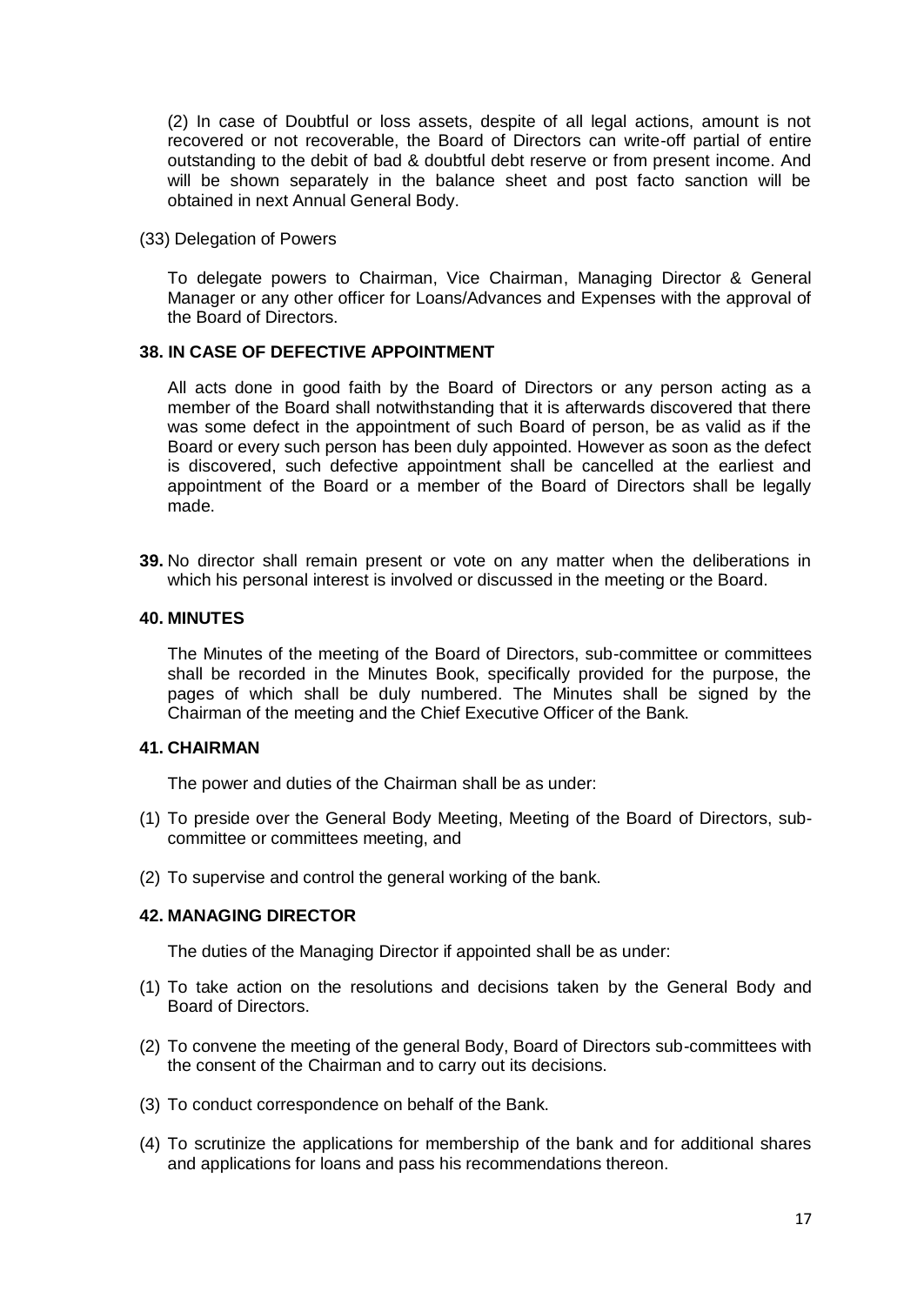(2) In case of Doubtful or loss assets, despite of all legal actions, amount is not recovered or not recoverable, the Board of Directors can write-off partial of entire outstanding to the debit of bad & doubtful debt reserve or from present income. And will be shown separately in the balance sheet and post facto sanction will be obtained in next Annual General Body.

(33) Delegation of Powers

To delegate powers to Chairman, Vice Chairman, Managing Director & General Manager or any other officer for Loans/Advances and Expenses with the approval of the Board of Directors.

**38. IN CASE OF DEFECTIVE APPOINTMENT**

All acts done in good faith by the Board of Directors or any person acting as a member of the Board shall notwithstanding that it is afterwards discovered that there was some defect in the appointment of such Board of person, be as valid as if the Board or every such person has been duly appointed. However as soon as the defect is discovered, such defective appointment shall be cancelled at the earliest and appointment of the Board or a member of the Board of Directors shall be legally made.

**39.** No director shall remain present or vote on any matter when the deliberations in which his personal interest is involved or discussed in the meeting or the Board.

**40. MINUTES**

The Minutes of the meeting of the Board of Directors, sub-committee or committees shall be recorded in the Minutes Book, specifically provided for the purpose, the pages of which shall be duly numbered. The Minutes shall be signed by the Chairman of the meeting and the Chief Executive Officer of the Bank.

**41. CHAIRMAN**

The power and duties of the Chairman shall be as under:

(1) To preside over the General Body Meeting, Meeting of the Board of Directors, sub-committee or committees meeting, and

(2) To supervise and control the general working of the bank.

**42. MANAGING DIRECTOR**

The duties of the Managing Director if appointed shall be as under:

(1) To take action on the resolutions and decisions taken by the General Body and Board of Directors.

(2) To convene the meeting of the general Body, Board of Directors sub-committees with the consent of the Chairman and to carry out its decisions.

(3) To conduct correspondence on behalf of the Bank.

(4) To scrutinize the applications for membership of the bank and for additional shares and applications for loans and pass his recommendations thereon.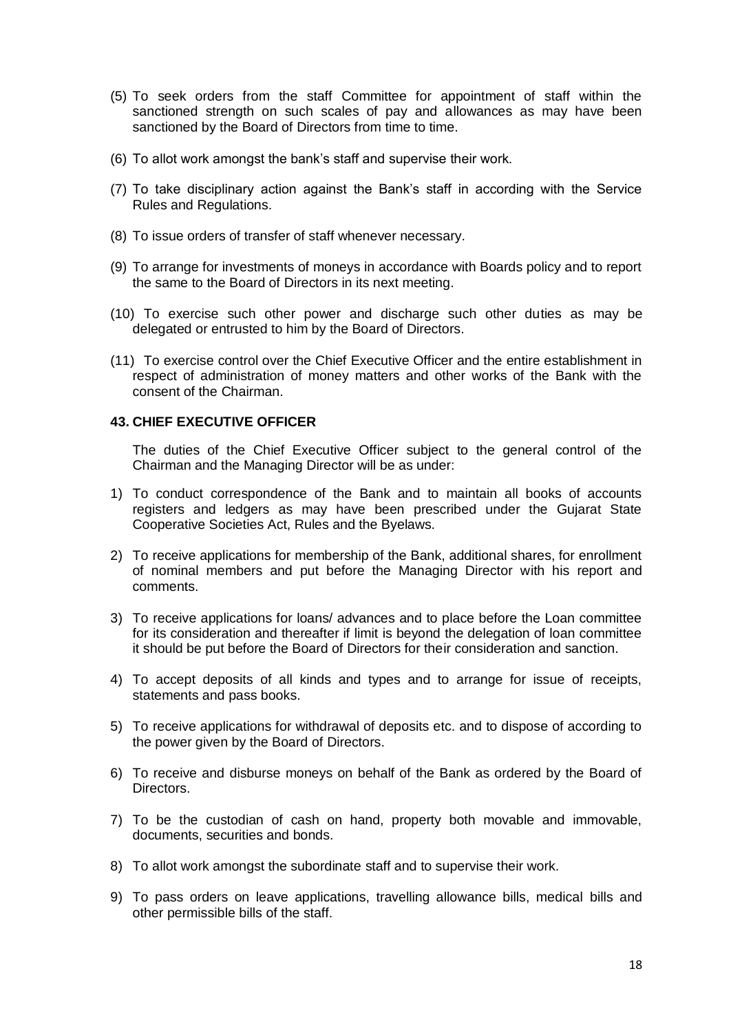(5) To seek orders from the staff Committee for appointment of staff within the sanctioned strength on such scales of pay and allowances as may have been sanctioned by the Board of Directors from time to time.

(6) To allot work amongst the bank's staff and supervise their work.

(7) To take disciplinary action against the Bank's staff in according with the Service Rules and Regulations.

(8) To issue orders of transfer of staff whenever necessary.

(9) To arrange for investments of moneys in accordance with Boards policy and to report the same to the Board of Directors in its next meeting.

(10) To exercise such other power and discharge such other duties as may be delegated or entrusted to him by the Board of Directors.

(11) To exercise control over the Chief Executive Officer and the entire establishment in respect of administration of money matters and other works of the Bank with the consent of the Chairman.

#### 43. CHIEF EXECUTIVE OFFICER

The duties of the Chief Executive Officer subject to the general control of the Chairman and the Managing Director will be as under:

1) To conduct correspondence of the Bank and to maintain all books of accounts registers and ledgers as may have been prescribed under the Gujarat State Cooperative Societies Act, Rules and the Byelaws.

2) To receive applications for membership of the Bank, additional shares, for enrollment of nominal members and put before the Managing Director with his report and comments.

3) To receive applications for loans/ advances and to place before the Loan committee for its consideration and thereafter if limit is beyond the delegation of loan committee it should be put before the Board of Directors for their consideration and sanction.

4) To accept deposits of all kinds and types and to arrange for issue of receipts, statements and pass books.

5) To receive applications for withdrawal of deposits etc. and to dispose of according to the power given by the Board of Directors.

6) To receive and disburse moneys on behalf of the Bank as ordered by the Board of Directors.

7) To be the custodian of cash on hand, property both movable and immovable, documents, securities and bonds.

8) To allot work amongst the subordinate staff and to supervise their work.

9) To pass orders on leave applications, travelling allowance bills, medical bills and other permissible bills of the staff.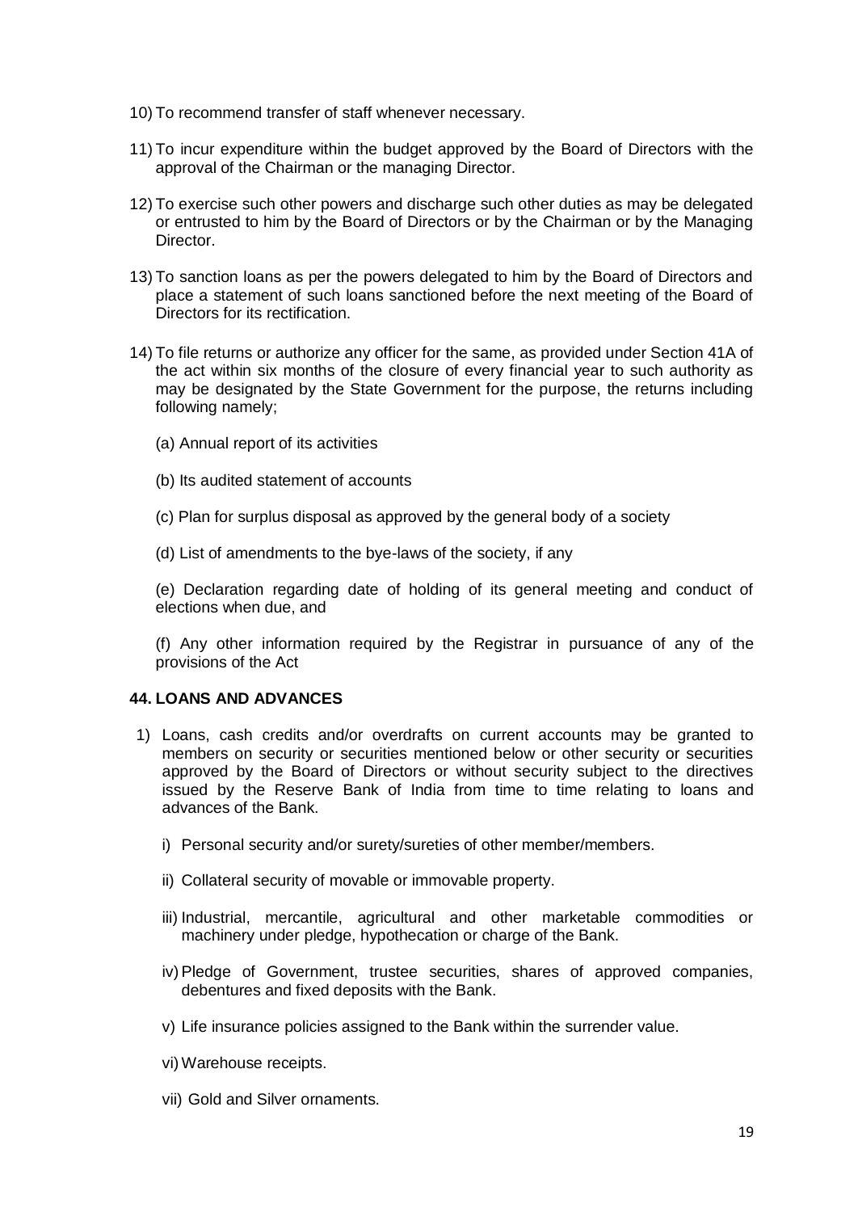10) To recommend transfer of staff whenever necessary.

11) To incur expenditure within the budget approved by the Board of Directors with the approval of the Chairman or the managing Director.

12) To exercise such other powers and discharge such other duties as may be delegated or entrusted to him by the Board of Directors or by the Chairman or by the Managing Director.

13) To sanction loans as per the powers delegated to him by the Board of Directors and place a statement of such loans sanctioned before the next meeting of the Board of Directors for its rectification.

14) To file returns or authorize any officer for the same, as provided under Section 41A of the act within six months of the closure of every financial year to such authority as may be designated by the State Government for the purpose, the returns including following namely;

    (a) Annual report of its activities

    (b) Its audited statement of accounts

    (c) Plan for surplus disposal as approved by the general body of a society

    (d) List of amendments to the bye-laws of the society, if any

    (e) Declaration regarding date of holding of its general meeting and conduct of elections when due, and

    (f) Any other information required by the Registrar in pursuance of any of the provisions of the Act

**44. LOANS AND ADVANCES**

1) Loans, cash credits and/or overdrafts on current accounts may be granted to members on security or securities mentioned below or other security or securities approved by the Board of Directors or without security subject to the directives issued by the Reserve Bank of India from time to time relating to loans and advances of the Bank.

    i) Personal security and/or surety/sureties of other member/members.

    ii) Collateral security of movable or immovable property.

    iii) Industrial, mercantile, agricultural and other marketable commodities or machinery under pledge, hypothecation or charge of the Bank.

    iv) Pledge of Government, trustee securities, shares of approved companies, debentures and fixed deposits with the Bank.

    v) Life insurance policies assigned to the Bank within the surrender value.

    vi) Warehouse receipts.

    vii) Gold and Silver ornaments.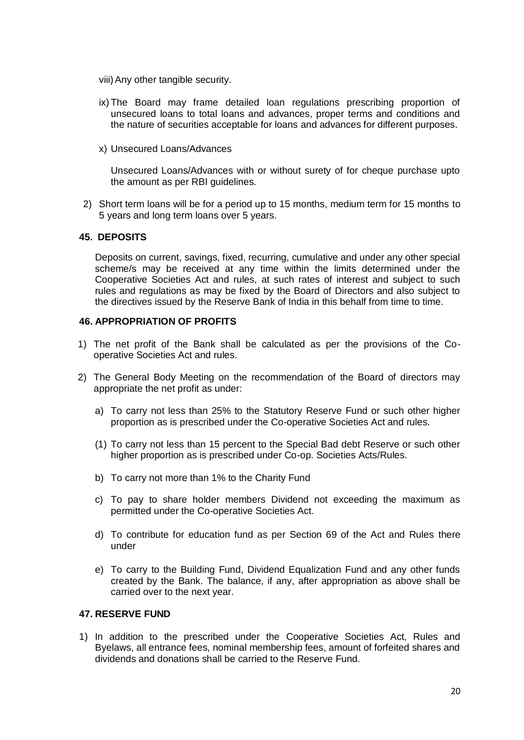viii) Any other tangible security.

ix) The Board may frame detailed loan regulations prescribing proportion of unsecured loans to total loans and advances, proper terms and conditions and the nature of securities acceptable for loans and advances for different purposes.

x) Unsecured Loans/Advances

Unsecured Loans/Advances with or without surety of for cheque purchase upto the amount as per RBI guidelines.

2) Short term loans will be for a period up to 15 months, medium term for 15 months to 5 years and long term loans over 5 years.

## 45. DEPOSITS

Deposits on current, savings, fixed, recurring, cumulative and under any other special scheme/s may be received at any time within the limits determined under the Cooperative Societies Act and rules, at such rates of interest and subject to such rules and regulations as may be fixed by the Board of Directors and also subject to the directives issued by the Reserve Bank of India in this behalf from time to time.

## 46. APPROPRIATION OF PROFITS

1) The net profit of the Bank shall be calculated as per the provisions of the Co-operative Societies Act and rules.

2) The General Body Meeting on the recommendation of the Board of directors may appropriate the net profit as under:

   a) To carry not less than 25% to the Statutory Reserve Fund or such other higher proportion as is prescribed under the Co-operative Societies Act and rules.

   (1) To carry not less than 15 percent to the Special Bad debt Reserve or such other higher proportion as is prescribed under Co-op. Societies Acts/Rules.

   b) To carry not more than 1% to the Charity Fund

   c) To pay to share holder members Dividend not exceeding the maximum as permitted under the Co-operative Societies Act.

   d) To contribute for education fund as per Section 69 of the Act and Rules there under

   e) To carry to the Building Fund, Dividend Equalization Fund and any other funds created by the Bank. The balance, if any, after appropriation as above shall be carried over to the next year.

## 47. RESERVE FUND

1) In addition to the prescribed under the Cooperative Societies Act, Rules and Byelaws, all entrance fees, nominal membership fees, amount of forfeited shares and dividends and donations shall be carried to the Reserve Fund.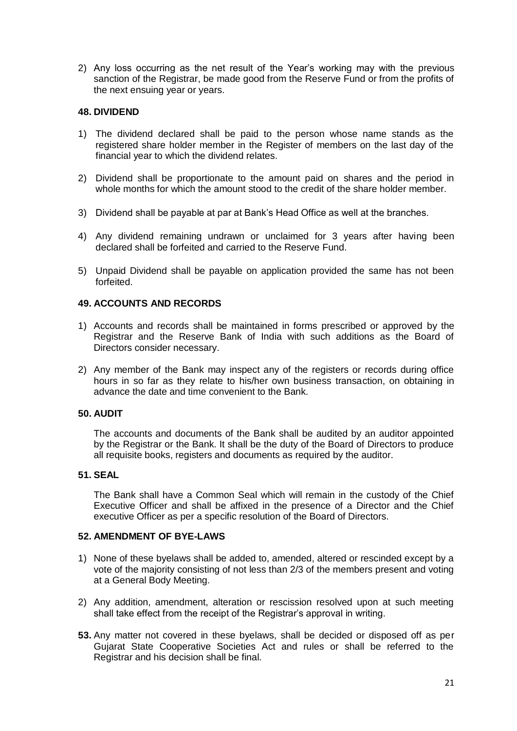2) Any loss occurring as the net result of the Year's working may with the previous sanction of the Registrar, be made good from the Reserve Fund or from the profits of the next ensuing year or years.

### 48. DIVIDEND

1) The dividend declared shall be paid to the person whose name stands as the registered share holder member in the Register of members on the last day of the financial year to which the dividend relates.

2) Dividend shall be proportionate to the amount paid on shares and the period in whole months for which the amount stood to the credit of the share holder member.

3) Dividend shall be payable at par at Bank's Head Office as well at the branches.

4) Any dividend remaining undrawn or unclaimed for 3 years after having been declared shall be forfeited and carried to the Reserve Fund.

5) Unpaid Dividend shall be payable on application provided the same has not been forfeited.

### 49. ACCOUNTS AND RECORDS

1) Accounts and records shall be maintained in forms prescribed or approved by the Registrar and the Reserve Bank of India with such additions as the Board of Directors consider necessary.

2) Any member of the Bank may inspect any of the registers or records during office hours in so far as they relate to his/her own business transaction, on obtaining in advance the date and time convenient to the Bank.

### 50. AUDIT

The accounts and documents of the Bank shall be audited by an auditor appointed by the Registrar or the Bank. It shall be the duty of the Board of Directors to produce all requisite books, registers and documents as required by the auditor.

### 51. SEAL

The Bank shall have a Common Seal which will remain in the custody of the Chief Executive Officer and shall be affixed in the presence of a Director and the Chief executive Officer as per a specific resolution of the Board of Directors.

### 52. AMENDMENT OF BYE-LAWS

1) None of these byelaws shall be added to, amended, altered or rescinded except by a vote of the majority consisting of not less than 2/3 of the members present and voting at a General Body Meeting.

2) Any addition, amendment, alteration or rescission resolved upon at such meeting shall take effect from the receipt of the Registrar's approval in writing.

**53.** Any matter not covered in these byelaws, shall be decided or disposed off as per Gujarat State Cooperative Societies Act and rules or shall be referred to the Registrar and his decision shall be final.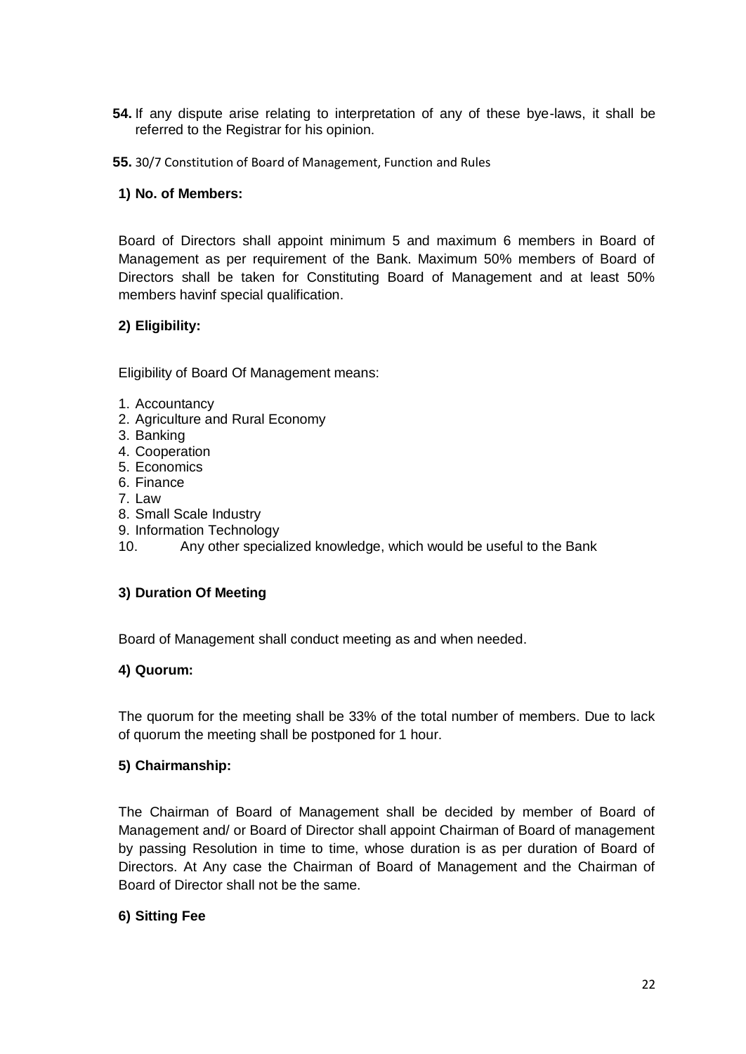**54.** If any dispute arise relating to interpretation of any of these bye-laws, it shall be referred to the Registrar for his opinion.

**55.** 30/7 Constitution of Board of Management, Function and Rules

**1) No. of Members:**

Board of Directors shall appoint minimum 5 and maximum 6 members in Board of Management as per requirement of the Bank. Maximum 50% members of Board of Directors shall be taken for Constituting Board of Management and at least 50% members havinf special qualification.

**2) Eligibility:**

Eligibility of Board Of Management means:

1. Accountancy
2. Agriculture and Rural Economy
3. Banking
4. Cooperation
5. Economics
6. Finance
7. Law
8. Small Scale Industry
9. Information Technology
10. Any other specialized knowledge, which would be useful to the Bank

**3) Duration Of Meeting**

Board of Management shall conduct meeting as and when needed.

**4) Quorum:**

The quorum for the meeting shall be 33% of the total number of members. Due to lack of quorum the meeting shall be postponed for 1 hour.

**5) Chairmanship:**

The Chairman of Board of Management shall be decided by member of Board of Management and/ or Board of Director shall appoint Chairman of Board of management by passing Resolution in time to time, whose duration is as per duration of Board of Directors. At Any case the Chairman of Board of Management and the Chairman of Board of Director shall not be the same.

**6) Sitting Fee**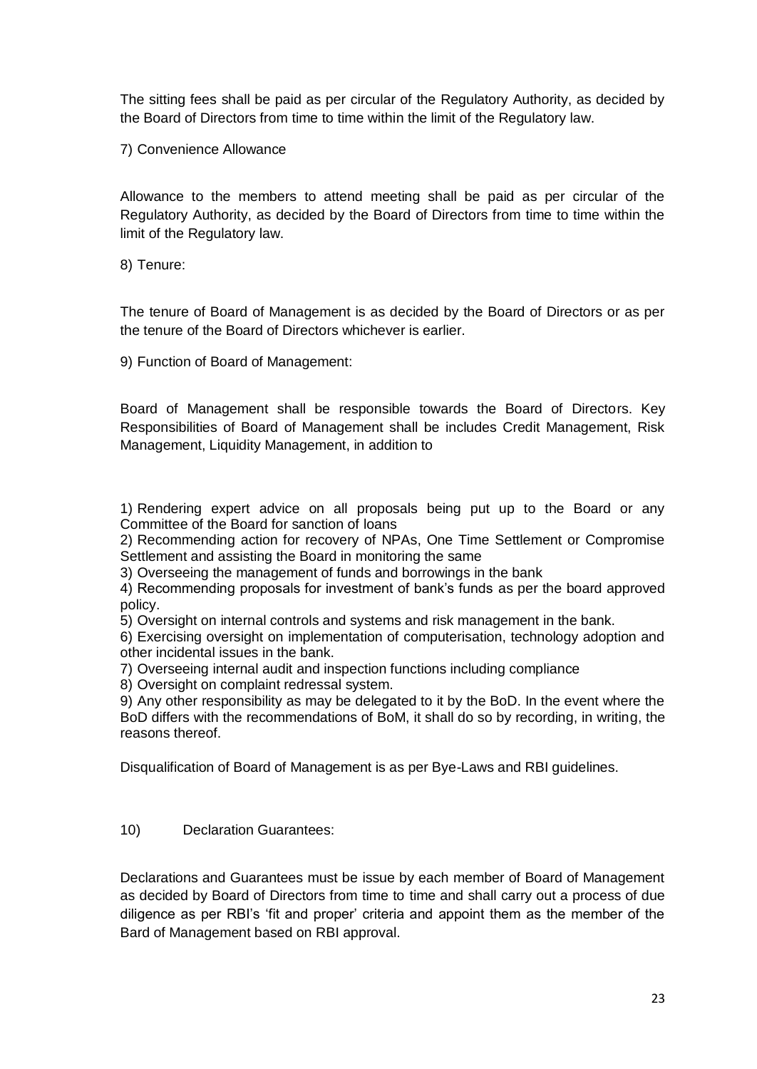The sitting fees shall be paid as per circular of the Regulatory Authority, as decided by the Board of Directors from time to time within the limit of the Regulatory law.

7) Convenience Allowance

Allowance to the members to attend meeting shall be paid as per circular of the Regulatory Authority, as decided by the Board of Directors from time to time within the limit of the Regulatory law.

8) Tenure:

The tenure of Board of Management is as decided by the Board of Directors or as per the tenure of the Board of Directors whichever is earlier.

9) Function of Board of Management:

Board of Management shall be responsible towards the Board of Directors. Key Responsibilities of Board of Management shall be includes Credit Management, Risk Management, Liquidity Management, in addition to

1) Rendering expert advice on all proposals being put up to the Board or any Committee of the Board for sanction of loans
2) Recommending action for recovery of NPAs, One Time Settlement or Compromise Settlement and assisting the Board in monitoring the same
3) Overseeing the management of funds and borrowings in the bank
4) Recommending proposals for investment of bank's funds as per the board approved policy.
5) Oversight on internal controls and systems and risk management in the bank.
6) Exercising oversight on implementation of computerisation, technology adoption and other incidental issues in the bank.
7) Overseeing internal audit and inspection functions including compliance
8) Oversight on complaint redressal system.
9) Any other responsibility as may be delegated to it by the BoD. In the event where the BoD differs with the recommendations of BoM, it shall do so by recording, in writing, the reasons thereof.

Disqualification of Board of Management is as per Bye-Laws and RBI guidelines.

10) Declaration Guarantees:

Declarations and Guarantees must be issue by each member of Board of Management as decided by Board of Directors from time to time and shall carry out a process of due diligence as per RBI's 'fit and proper' criteria and appoint them as the member of the Bard of Management based on RBI approval.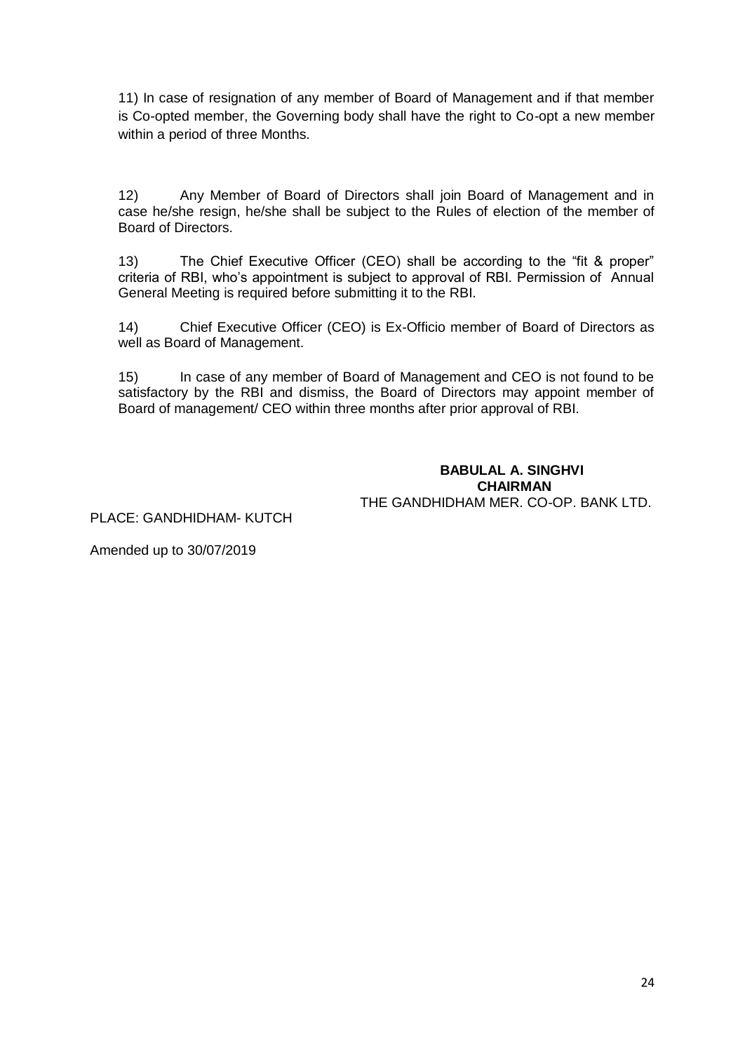11) In case of resignation of any member of Board of Management and if that member is Co-opted member, the Governing body shall have the right to Co-opt a new member within a period of three Months.

12) Any Member of Board of Directors shall join Board of Management and in case he/she resign, he/she shall be subject to the Rules of election of the member of Board of Directors.

13) The Chief Executive Officer (CEO) shall be according to the "fit & proper" criteria of RBI, who's appointment is subject to approval of RBI. Permission of Annual General Meeting is required before submitting it to the RBI.

14) Chief Executive Officer (CEO) is Ex-Officio member of Board of Directors as well as Board of Management.

15) In case of any member of Board of Management and CEO is not found to be satisfactory by the RBI and dismiss, the Board of Directors may appoint member of Board of management/ CEO within three months after prior approval of RBI.

**BABULAL A. SINGHVI**
**CHAIRMAN**
THE GANDHIDHAM MER. CO-OP. BANK LTD.

PLACE: GANDHIDHAM- KUTCH

Amended up to 30/07/2019